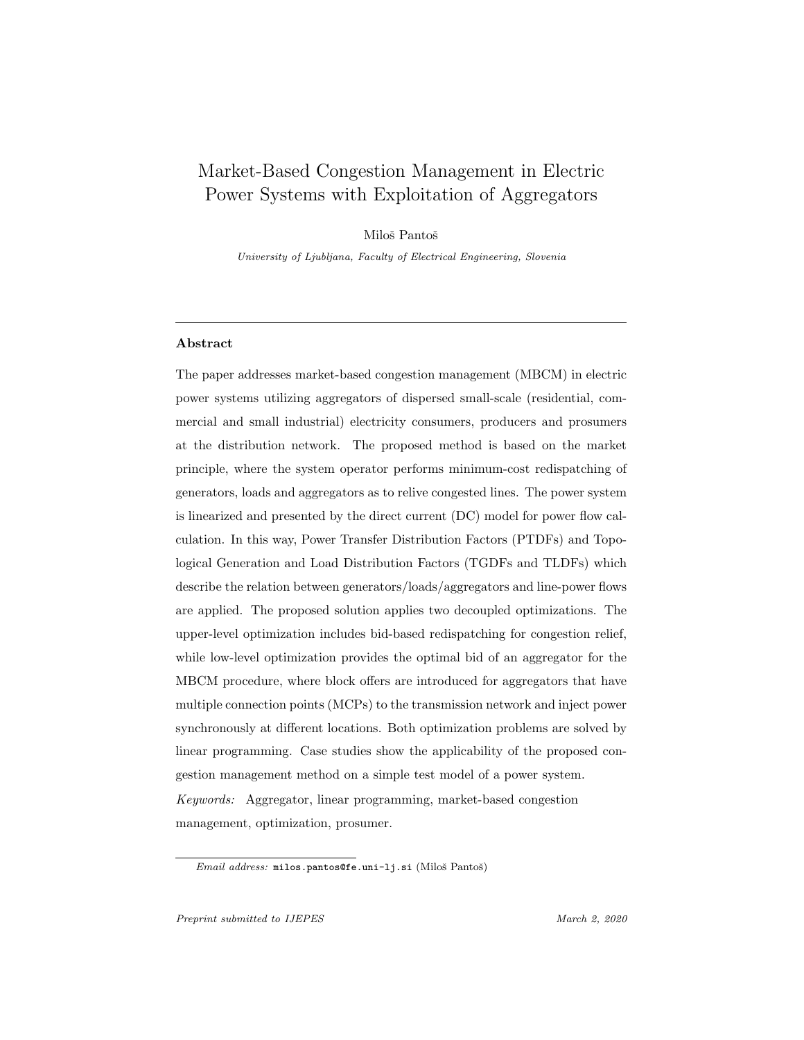# Market-Based Congestion Management in Electric Power Systems with Exploitation of Aggregators

Miloš Pantoš

*University of Ljubljana, Faculty of Electrical Engineering, Slovenia*

---

## Abstract

The paper addresses market-based congestion management (MBCM) in electric power systems utilizing aggregators of dispersed small-scale (residential, commercial and small industrial) electricity consumers, producers and prosumers at the distribution network. The proposed method is based on the market principle, where the system operator performs minimum-cost redispatching of generators, loads and aggregators as to relive congested lines. The power system is linearized and presented by the direct current (DC) model for power flow calculation. In this way, Power Transfer Distribution Factors (PTDFs) and Topological Generation and Load Distribution Factors (TGDFs and TLDFs) which describe the relation between generators/loads/aggregators and line-power flows are applied. The proposed solution applies two decoupled optimizations. The upper-level optimization includes bid-based redispatching for congestion relief, while low-level optimization provides the optimal bid of an aggregator for the MBCM procedure, where block offers are introduced for aggregators that have multiple connection points (MCPs) to the transmission network and inject power synchronously at different locations. Both optimization problems are solved by linear programming. Case studies show the applicability of the proposed congestion management method on a simple test model of a power system.

*Keywords:* Aggregator, linear programming, market-based congestion management, optimization, prosumer.

---

*Email address:* milos.pantos@fe.uni-lj.si (Miloš Pantoš)

*Preprint submitted to IJEPES* *March 2, 2020*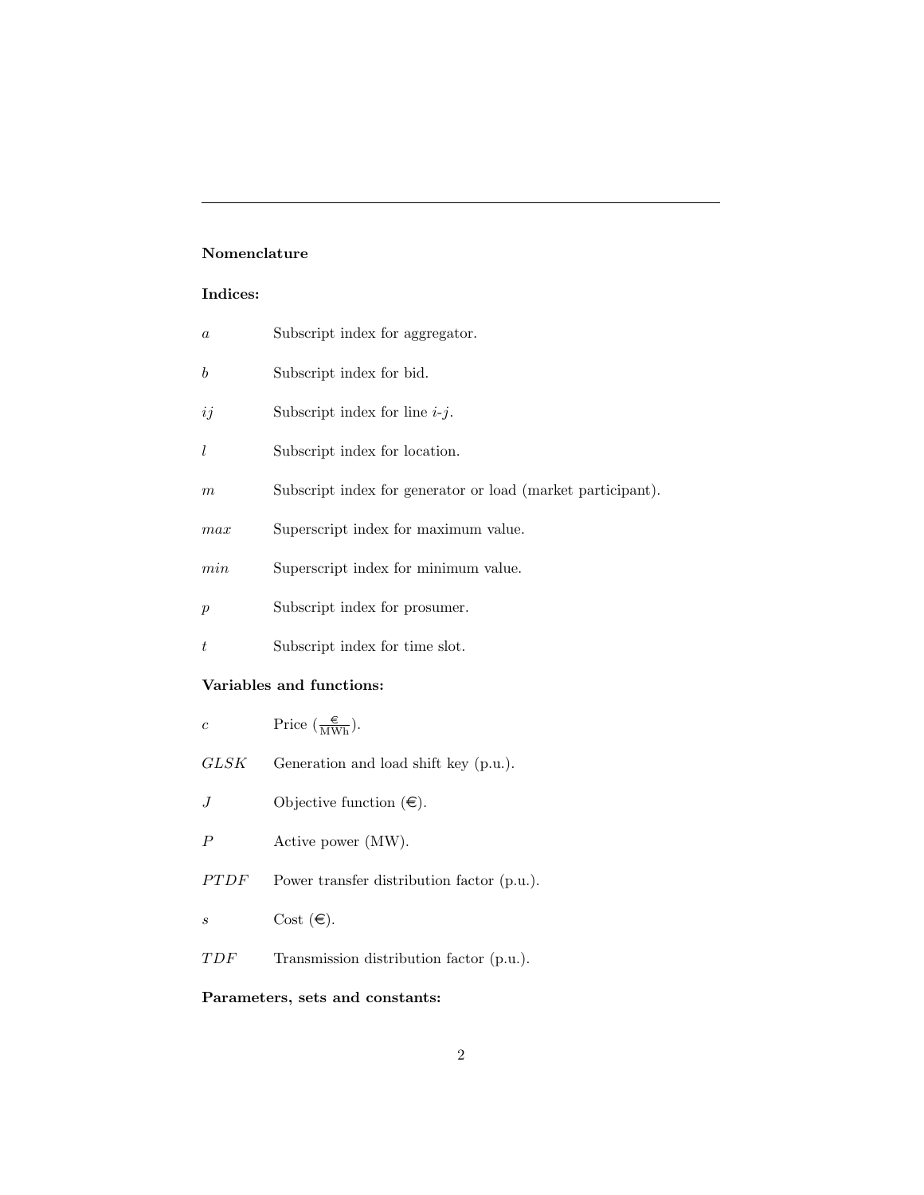---

**Nomenclature**

**Indices:**

$a$ Subscript index for aggregator.

$b$ Subscript index for bid.

$ij$ Subscript index for line $i$-$j$.

$l$ Subscript index for location.

$m$ Subscript index for generator or load (market participant).

$max$ Superscript index for maximum value.

$min$ Superscript index for minimum value.

$p$ Subscript index for prosumer.

$t$ Subscript index for time slot.

**Variables and functions:**

$c$ Price ($\frac{€}{\text{MWh}}$).

$GLSK$ Generation and load shift key (p.u.).

$J$ Objective function (€).

$P$ Active power (MW).

$PTDF$ Power transfer distribution factor (p.u.).

$s$ Cost (€).

$TDF$ Transmission distribution factor (p.u.).

**Parameters, sets and constants:**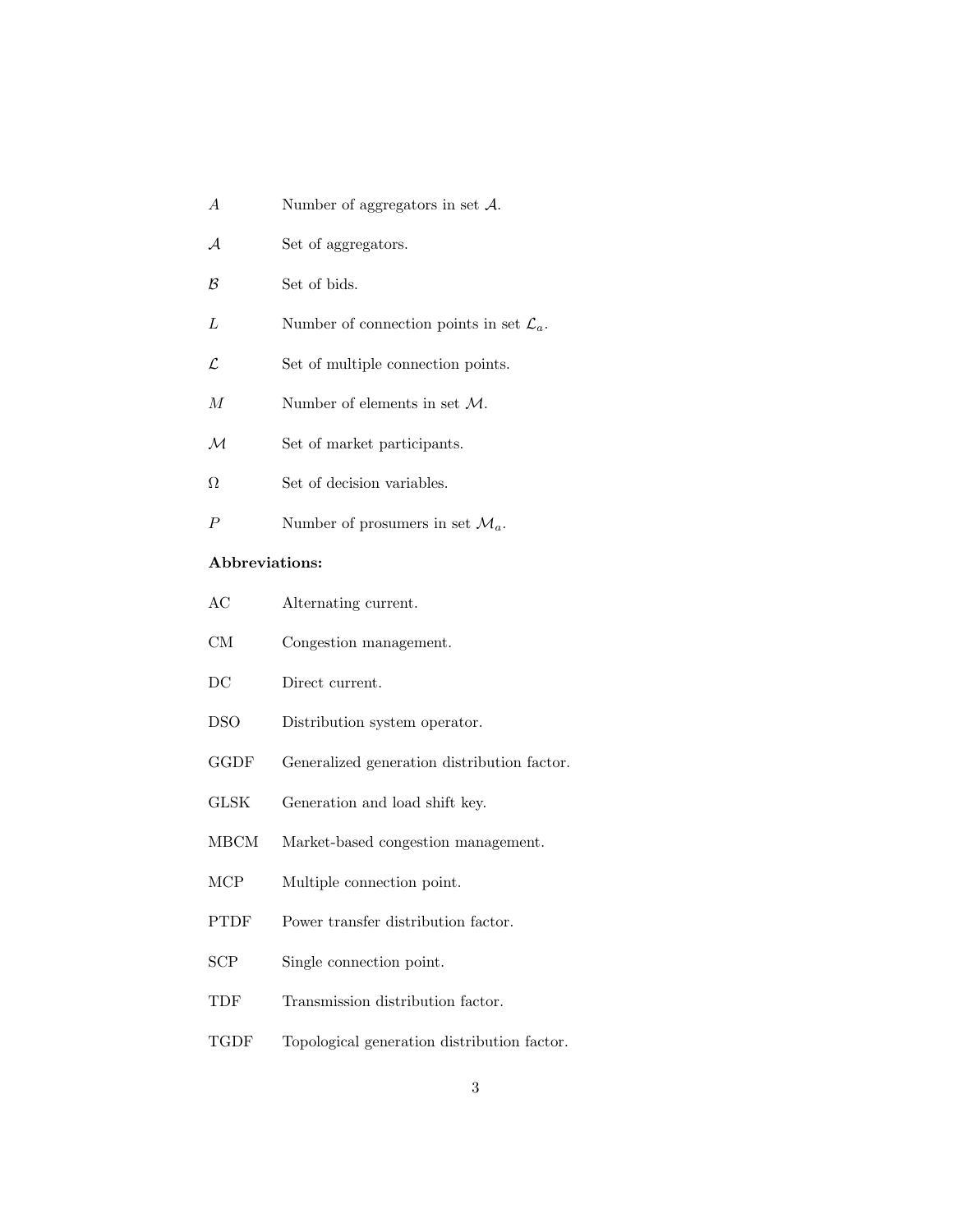$A$ Number of aggregators in set $\mathcal{A}$.

$\mathcal{A}$ Set of aggregators.

$\mathcal{B}$ Set of bids.

$L$ Number of connection points in set $\mathcal{L}_a$.

$\mathcal{L}$ Set of multiple connection points.

$M$ Number of elements in set $\mathcal{M}$.

$\mathcal{M}$ Set of market participants.

$\Omega$ Set of decision variables.

$P$ Number of prosumers in set $\mathcal{M}_a$.

**Abbreviations:**

AC Alternating current.

CM Congestion management.

DC Direct current.

DSO Distribution system operator.

GGDF Generalized generation distribution factor.

GLSK Generation and load shift key.

MBCM Market-based congestion management.

MCP Multiple connection point.

PTDF Power transfer distribution factor.

SCP Single connection point.

TDF Transmission distribution factor.

TGDF Topological generation distribution factor.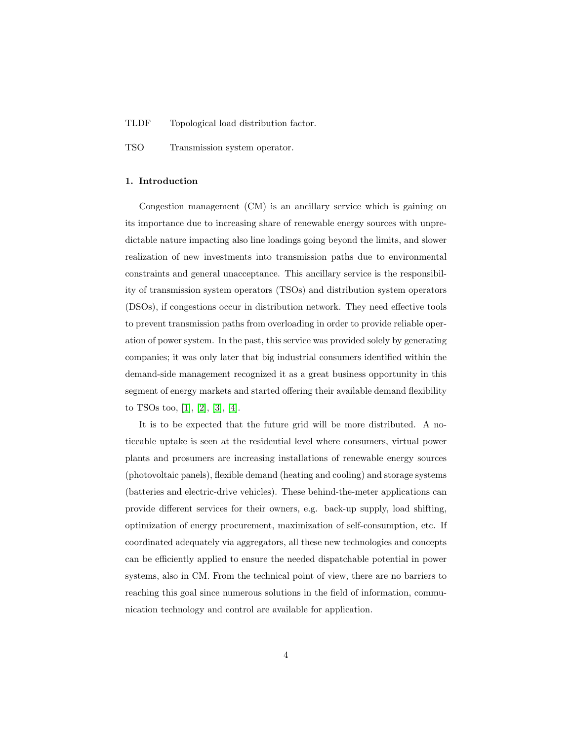TLDF Topological load distribution factor.

TSO Transmission system operator.

## 1. Introduction

Congestion management (CM) is an ancillary service which is gaining on its importance due to increasing share of renewable energy sources with unpredictable nature impacting also line loadings going beyond the limits, and slower realization of new investments into transmission paths due to environmental constraints and general unacceptance. This ancillary service is the responsibility of transmission system operators (TSOs) and distribution system operators (DSOs), if congestions occur in distribution network. They need effective tools to prevent transmission paths from overloading in order to provide reliable operation of power system. In the past, this service was provided solely by generating companies; it was only later that big industrial consumers identified within the demand-side management recognized it as a great business opportunity in this segment of energy markets and started offering their available demand flexibility to TSOs too, [1], [2], [3], [4].

It is to be expected that the future grid will be more distributed. A noticeable uptake is seen at the residential level where consumers, virtual power plants and prosumers are increasing installations of renewable energy sources (photovoltaic panels), flexible demand (heating and cooling) and storage systems (batteries and electric-drive vehicles). These behind-the-meter applications can provide different services for their owners, e.g. back-up supply, load shifting, optimization of energy procurement, maximization of self-consumption, etc. If coordinated adequately via aggregators, all these new technologies and concepts can be efficiently applied to ensure the needed dispatchable potential in power systems, also in CM. From the technical point of view, there are no barriers to reaching this goal since numerous solutions in the field of information, communication technology and control are available for application.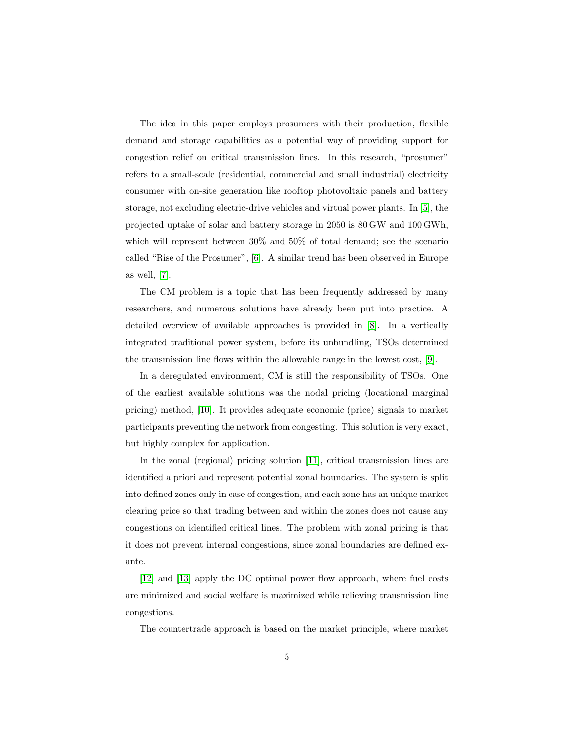The idea in this paper employs prosumers with their production, flexible demand and storage capabilities as a potential way of providing support for congestion relief on critical transmission lines. In this research, "prosumer" refers to a small-scale (residential, commercial and small industrial) electricity consumer with on-site generation like rooftop photovoltaic panels and battery storage, not excluding electric-drive vehicles and virtual power plants. In [5], the projected uptake of solar and battery storage in 2050 is 80 GW and 100 GWh, which will represent between 30% and 50% of total demand; see the scenario called "Rise of the Prosumer", [6]. A similar trend has been observed in Europe as well, [7].

The CM problem is a topic that has been frequently addressed by many researchers, and numerous solutions have already been put into practice. A detailed overview of available approaches is provided in [8]. In a vertically integrated traditional power system, before its unbundling, TSOs determined the transmission line flows within the allowable range in the lowest cost, [9].

In a deregulated environment, CM is still the responsibility of TSOs. One of the earliest available solutions was the nodal pricing (locational marginal pricing) method, [10]. It provides adequate economic (price) signals to market participants preventing the network from congesting. This solution is very exact, but highly complex for application.

In the zonal (regional) pricing solution [11], critical transmission lines are identified a priori and represent potential zonal boundaries. The system is split into defined zones only in case of congestion, and each zone has an unique market clearing price so that trading between and within the zones does not cause any congestions on identified critical lines. The problem with zonal pricing is that it does not prevent internal congestions, since zonal boundaries are defined ex-ante.

[12] and [13] apply the DC optimal power flow approach, where fuel costs are minimized and social welfare is maximized while relieving transmission line congestions.

The countertrade approach is based on the market principle, where market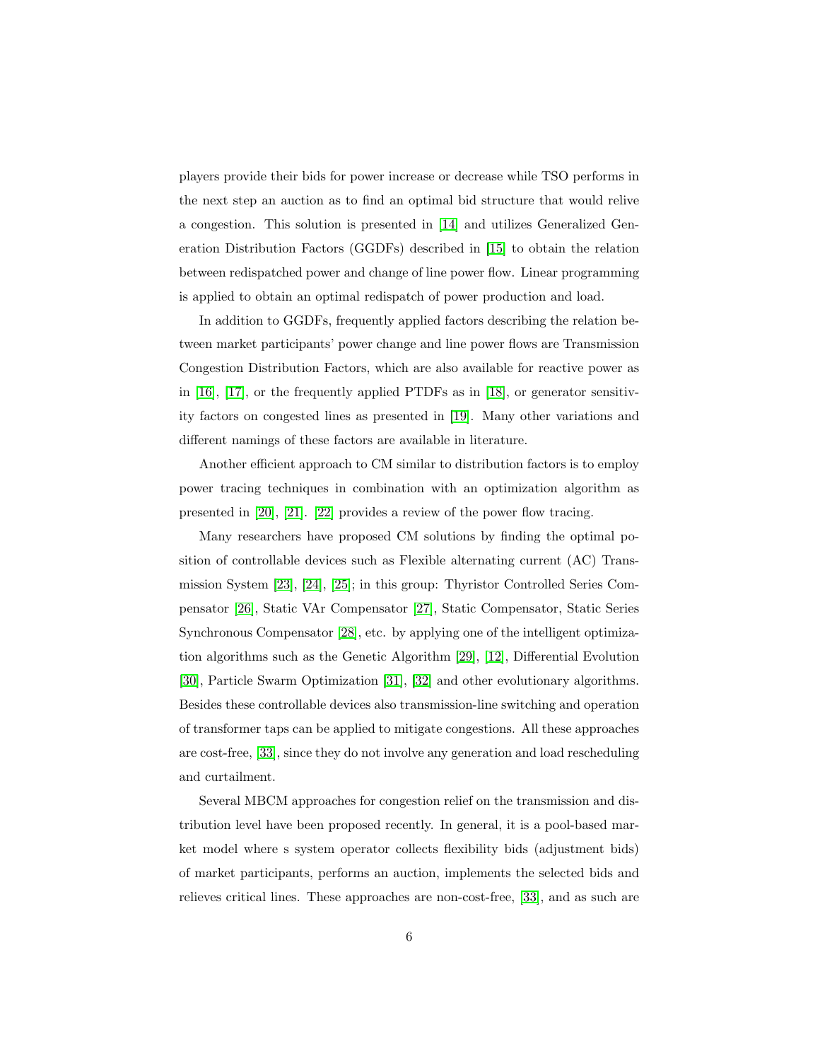players provide their bids for power increase or decrease while TSO performs in the next step an auction as to find an optimal bid structure that would relive a congestion. This solution is presented in [14] and utilizes Generalized Generation Distribution Factors (GGDFs) described in [15] to obtain the relation between redispatched power and change of line power flow. Linear programming is applied to obtain an optimal redispatch of power production and load.

In addition to GGDFs, frequently applied factors describing the relation between market participants' power change and line power flows are Transmission Congestion Distribution Factors, which are also available for reactive power as in [16], [17], or the frequently applied PTDFs as in [18], or generator sensitivity factors on congested lines as presented in [19]. Many other variations and different namings of these factors are available in literature.

Another efficient approach to CM similar to distribution factors is to employ power tracing techniques in combination with an optimization algorithm as presented in [20], [21]. [22] provides a review of the power flow tracing.

Many researchers have proposed CM solutions by finding the optimal position of controllable devices such as Flexible alternating current (AC) Transmission System [23], [24], [25]; in this group: Thyristor Controlled Series Compensator [26], Static VAr Compensator [27], Static Compensator, Static Series Synchronous Compensator [28], etc. by applying one of the intelligent optimization algorithms such as the Genetic Algorithm [29], [12], Differential Evolution [30], Particle Swarm Optimization [31], [32] and other evolutionary algorithms. Besides these controllable devices also transmission-line switching and operation of transformer taps can be applied to mitigate congestions. All these approaches are cost-free, [33], since they do not involve any generation and load rescheduling and curtailment.

Several MBCM approaches for congestion relief on the transmission and distribution level have been proposed recently. In general, it is a pool-based market model where s system operator collects flexibility bids (adjustment bids) of market participants, performs an auction, implements the selected bids and relieves critical lines. These approaches are non-cost-free, [33], and as such are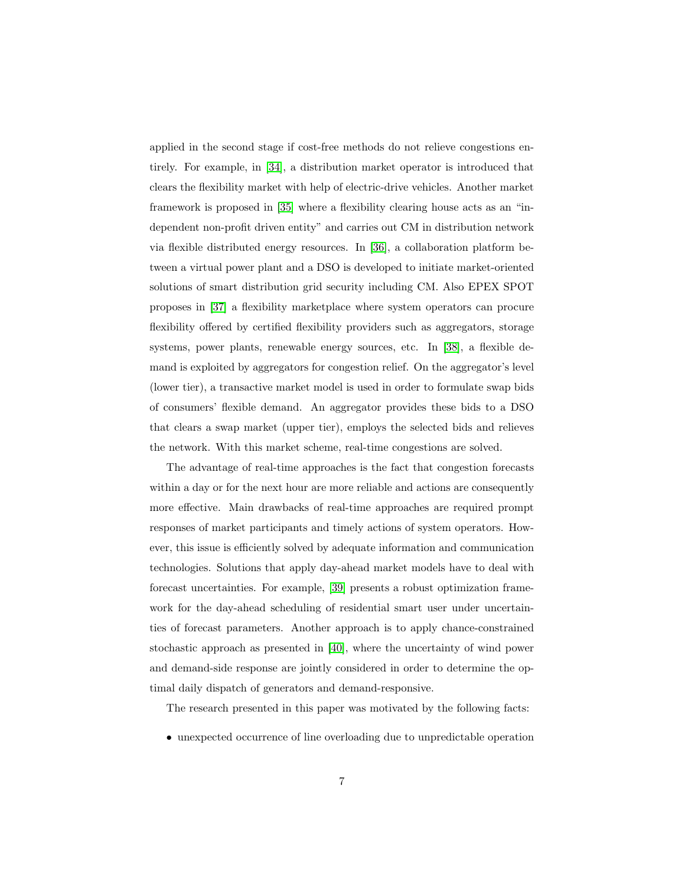applied in the second stage if cost-free methods do not relieve congestions entirely. For example, in [34], a distribution market operator is introduced that clears the flexibility market with help of electric-drive vehicles. Another market framework is proposed in [35] where a flexibility clearing house acts as an "independent non-profit driven entity" and carries out CM in distribution network via flexible distributed energy resources. In [36], a collaboration platform between a virtual power plant and a DSO is developed to initiate market-oriented solutions of smart distribution grid security including CM. Also EPEX SPOT proposes in [37] a flexibility marketplace where system operators can procure flexibility offered by certified flexibility providers such as aggregators, storage systems, power plants, renewable energy sources, etc. In [38], a flexible demand is exploited by aggregators for congestion relief. On the aggregator's level (lower tier), a transactive market model is used in order to formulate swap bids of consumers' flexible demand. An aggregator provides these bids to a DSO that clears a swap market (upper tier), employs the selected bids and relieves the network. With this market scheme, real-time congestions are solved.

The advantage of real-time approaches is the fact that congestion forecasts within a day or for the next hour are more reliable and actions are consequently more effective. Main drawbacks of real-time approaches are required prompt responses of market participants and timely actions of system operators. However, this issue is efficiently solved by adequate information and communication technologies. Solutions that apply day-ahead market models have to deal with forecast uncertainties. For example, [39] presents a robust optimization framework for the day-ahead scheduling of residential smart user under uncertainties of forecast parameters. Another approach is to apply chance-constrained stochastic approach as presented in [40], where the uncertainty of wind power and demand-side response are jointly considered in order to determine the optimal daily dispatch of generators and demand-responsive.

The research presented in this paper was motivated by the following facts:

- unexpected occurrence of line overloading due to unpredictable operation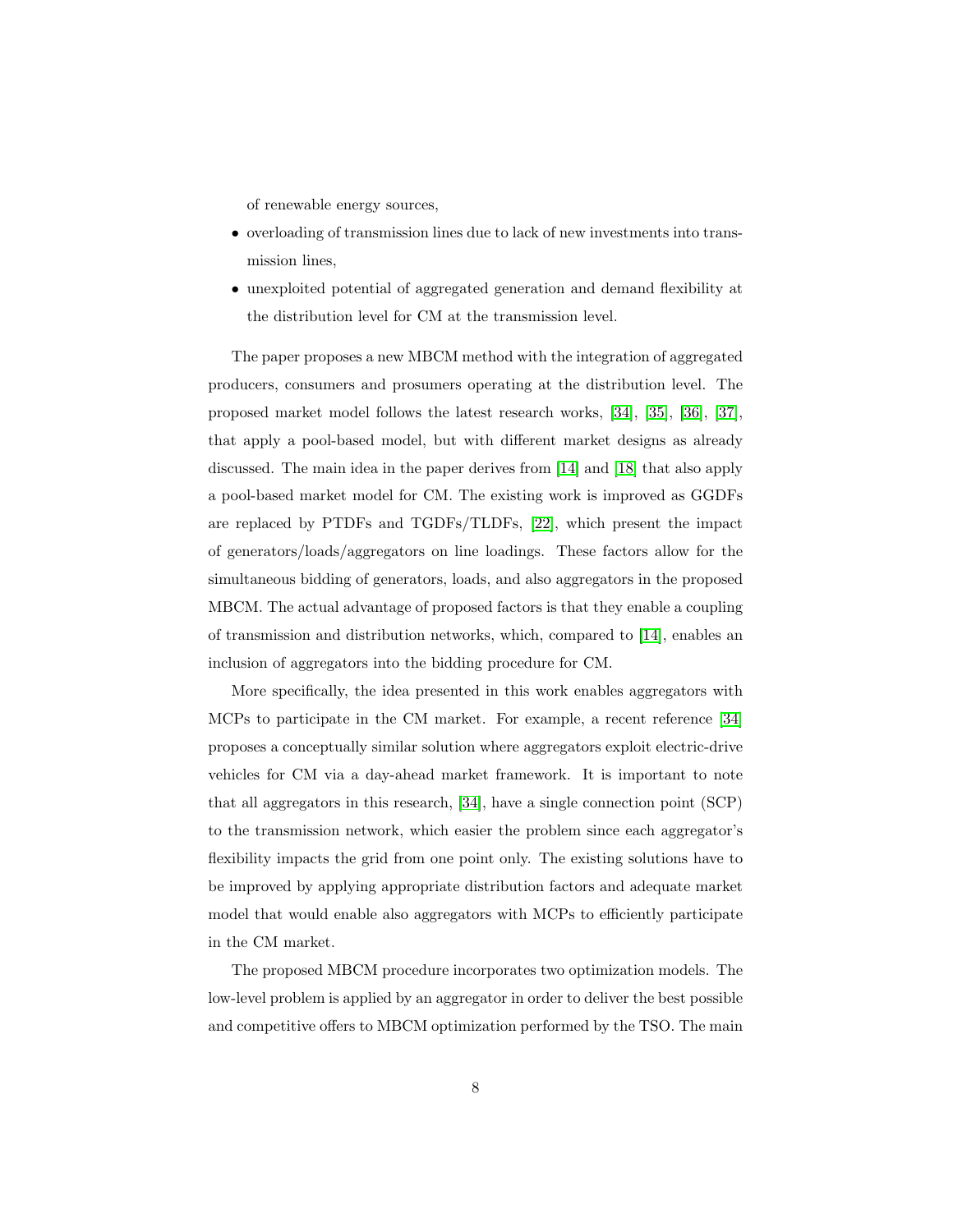of renewable energy sources,

- overloading of transmission lines due to lack of new investments into transmission lines,
- unexploited potential of aggregated generation and demand flexibility at the distribution level for CM at the transmission level.

The paper proposes a new MBCM method with the integration of aggregated producers, consumers and prosumers operating at the distribution level. The proposed market model follows the latest research works, [34], [35], [36], [37], that apply a pool-based model, but with different market designs as already discussed. The main idea in the paper derives from [14] and [18] that also apply a pool-based market model for CM. The existing work is improved as GGDFs are replaced by PTDFs and TGDFs/TLDFs, [22], which present the impact of generators/loads/aggregators on line loadings. These factors allow for the simultaneous bidding of generators, loads, and also aggregators in the proposed MBCM. The actual advantage of proposed factors is that they enable a coupling of transmission and distribution networks, which, compared to [14], enables an inclusion of aggregators into the bidding procedure for CM.

More specifically, the idea presented in this work enables aggregators with MCPs to participate in the CM market. For example, a recent reference [34] proposes a conceptually similar solution where aggregators exploit electric-drive vehicles for CM via a day-ahead market framework. It is important to note that all aggregators in this research, [34], have a single connection point (SCP) to the transmission network, which easier the problem since each aggregator's flexibility impacts the grid from one point only. The existing solutions have to be improved by applying appropriate distribution factors and adequate market model that would enable also aggregators with MCPs to efficiently participate in the CM market.

The proposed MBCM procedure incorporates two optimization models. The low-level problem is applied by an aggregator in order to deliver the best possible and competitive offers to MBCM optimization performed by the TSO. The main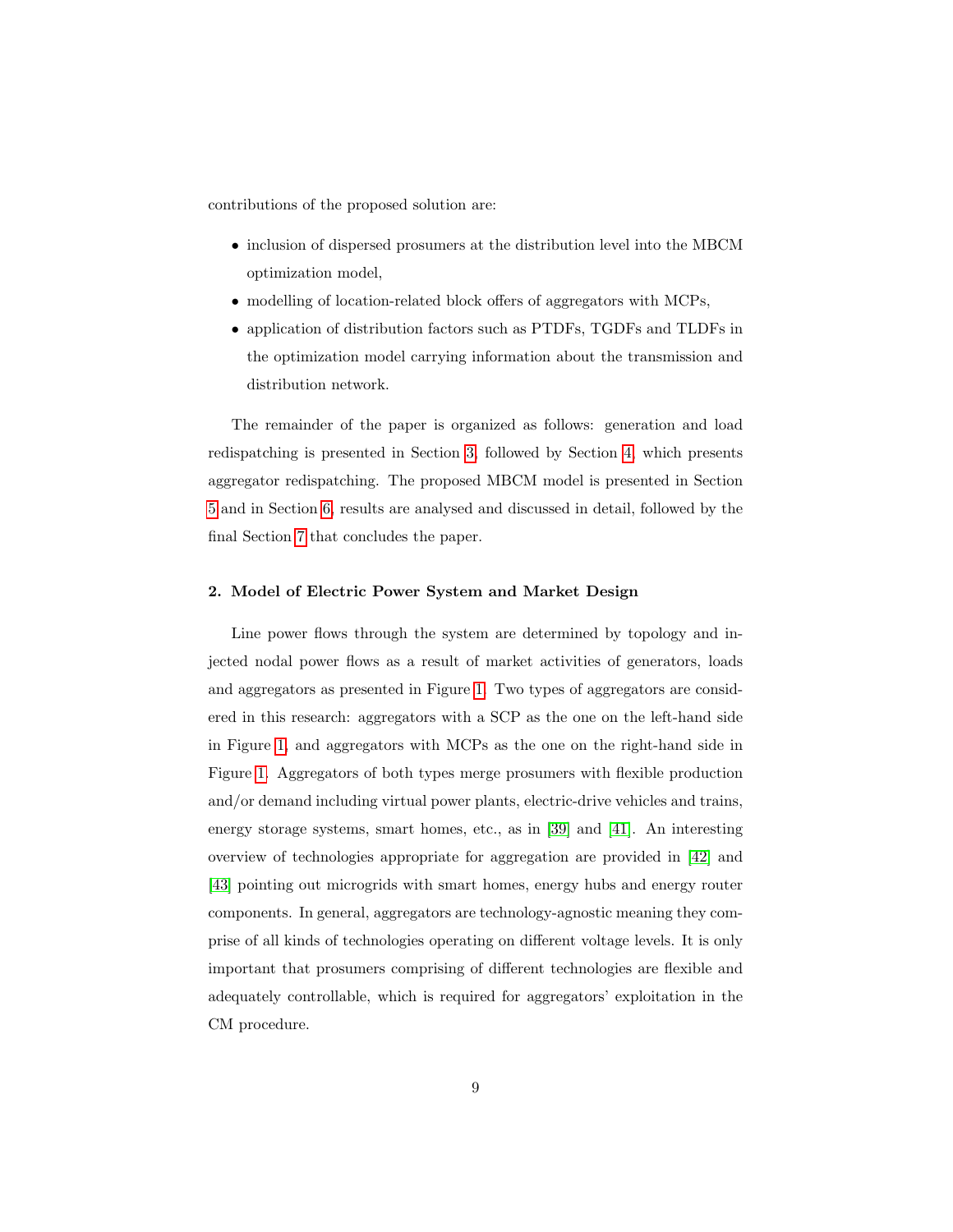contributions of the proposed solution are:

- inclusion of dispersed prosumers at the distribution level into the MBCM optimization model,
- modelling of location-related block offers of aggregators with MCPs,
- application of distribution factors such as PTDFs, TGDFs and TLDFs in the optimization model carrying information about the transmission and distribution network.

The remainder of the paper is organized as follows: generation and load redispatching is presented in Section 3, followed by Section 4, which presents aggregator redispatching. The proposed MBCM model is presented in Section 5 and in Section 6, results are analysed and discussed in detail, followed by the final Section 7 that concludes the paper.

## 2. Model of Electric Power System and Market Design

Line power flows through the system are determined by topology and injected nodal power flows as a result of market activities of generators, loads and aggregators as presented in Figure 1. Two types of aggregators are considered in this research: aggregators with a SCP as the one on the left-hand side in Figure 1, and aggregators with MCPs as the one on the right-hand side in Figure 1. Aggregators of both types merge prosumers with flexible production and/or demand including virtual power plants, electric-drive vehicles and trains, energy storage systems, smart homes, etc., as in [39] and [41]. An interesting overview of technologies appropriate for aggregation are provided in [42] and [43] pointing out microgrids with smart homes, energy hubs and energy router components. In general, aggregators are technology-agnostic meaning they comprise of all kinds of technologies operating on different voltage levels. It is only important that prosumers comprising of different technologies are flexible and adequately controllable, which is required for aggregators' exploitation in the CM procedure.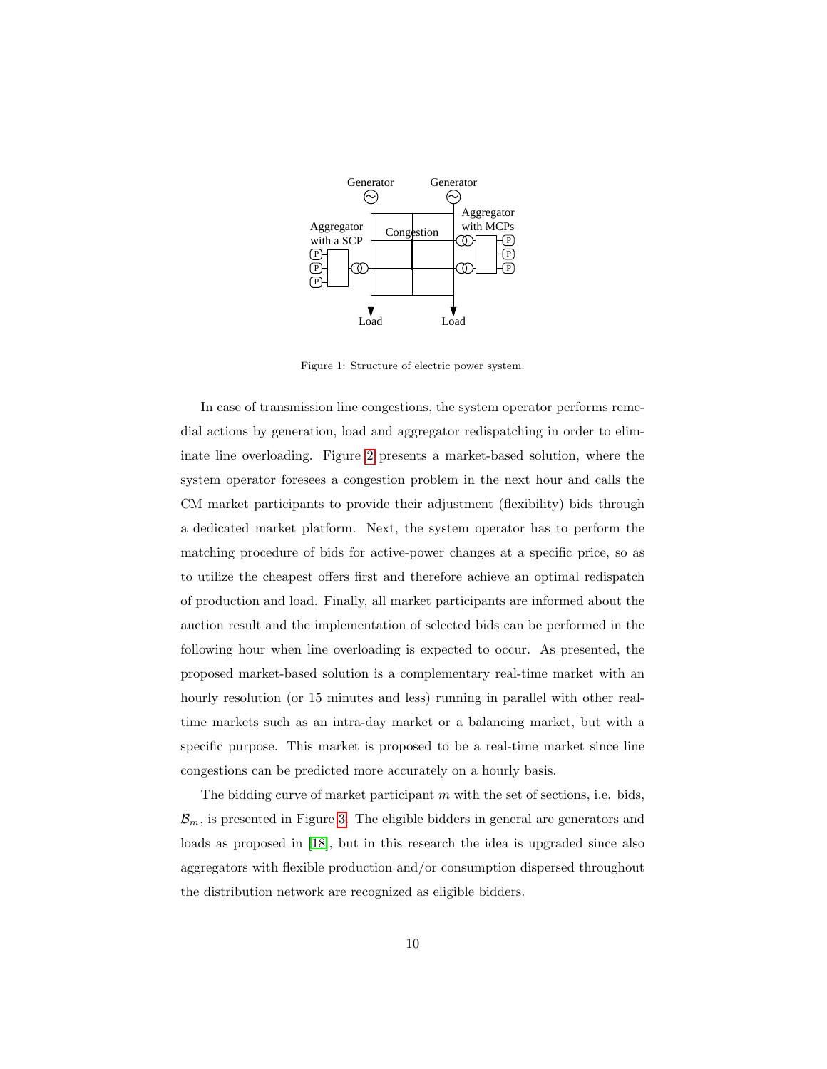Figure 1: Structure of electric power system.

In case of transmission line congestions, the system operator performs remedial actions by generation, load and aggregator redispatching in order to eliminate line overloading. Figure 2 presents a market-based solution, where the system operator foresees a congestion problem in the next hour and calls the CM market participants to provide their adjustment (flexibility) bids through a dedicated market platform. Next, the system operator has to perform the matching procedure of bids for active-power changes at a specific price, so as to utilize the cheapest offers first and therefore achieve an optimal redispatch of production and load. Finally, all market participants are informed about the auction result and the implementation of selected bids can be performed in the following hour when line overloading is expected to occur. As presented, the proposed market-based solution is a complementary real-time market with an hourly resolution (or 15 minutes and less) running in parallel with other real-time markets such as an intra-day market or a balancing market, but with a specific purpose. This market is proposed to be a real-time market since line congestions can be predicted more accurately on a hourly basis.

The bidding curve of market participant $m$ with the set of sections, i.e. bids, $\mathcal{B}_m$, is presented in Figure 3. The eligible bidders in general are generators and loads as proposed in [18], but in this research the idea is upgraded since also aggregators with flexible production and/or consumption dispersed throughout the distribution network are recognized as eligible bidders.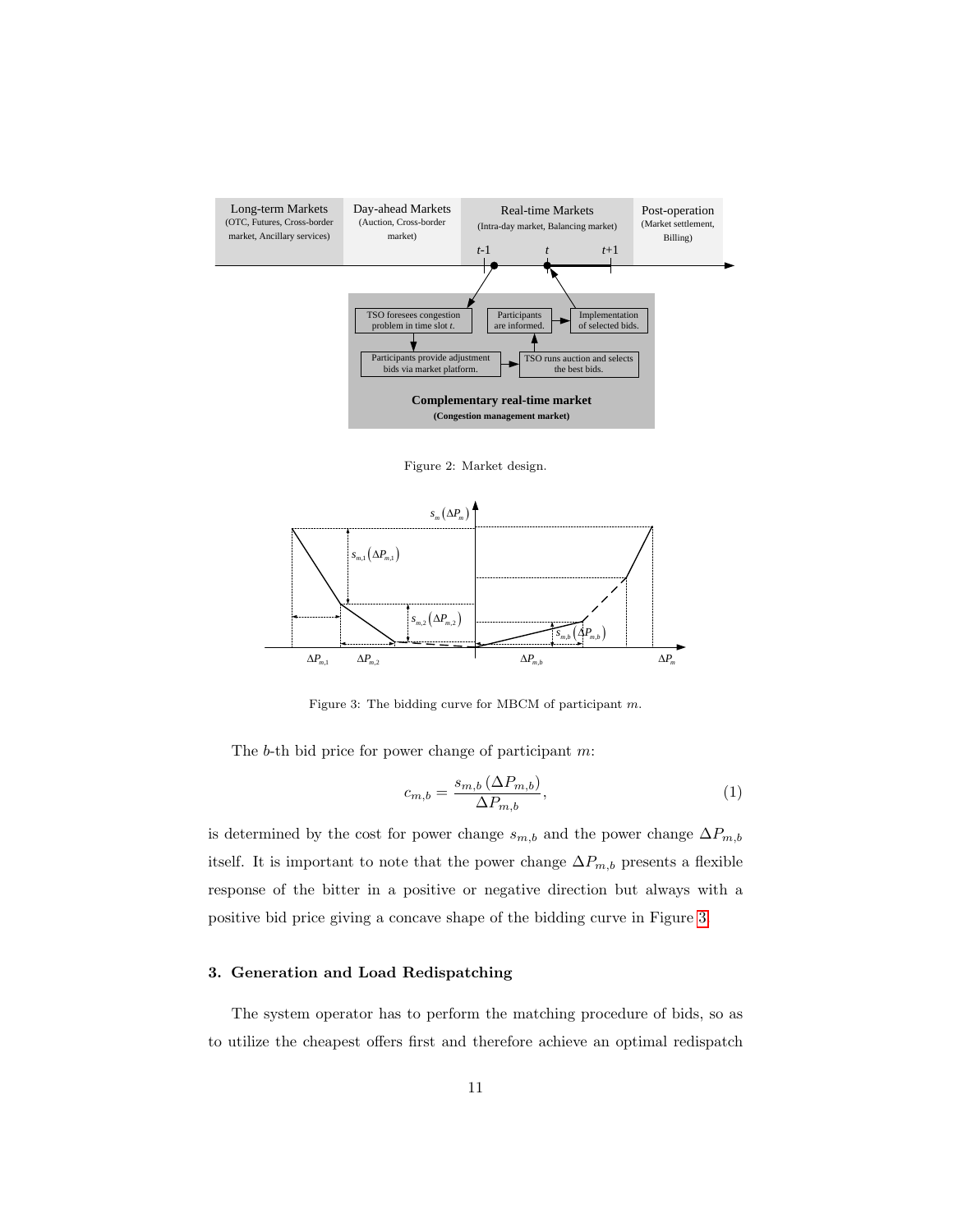Figure 2: Market design.

Figure 3: The bidding curve for MBCM of participant $m$.

The $b$-th bid price for power change of participant $m$:

$$c_{m,b} = \frac{s_{m,b}\left(\Delta P_{m,b}\right)}{\Delta P_{m,b}}, \tag{1}$$

is determined by the cost for power change $s_{m,b}$ and the power change $\Delta P_{m,b}$ itself. It is important to note that the power change $\Delta P_{m,b}$ presents a flexible response of the bitter in a positive or negative direction but always with a positive bid price giving a concave shape of the bidding curve in Figure 3.

## 3. Generation and Load Redispatching

The system operator has to perform the matching procedure of bids, so as to utilize the cheapest offers first and therefore achieve an optimal redispatch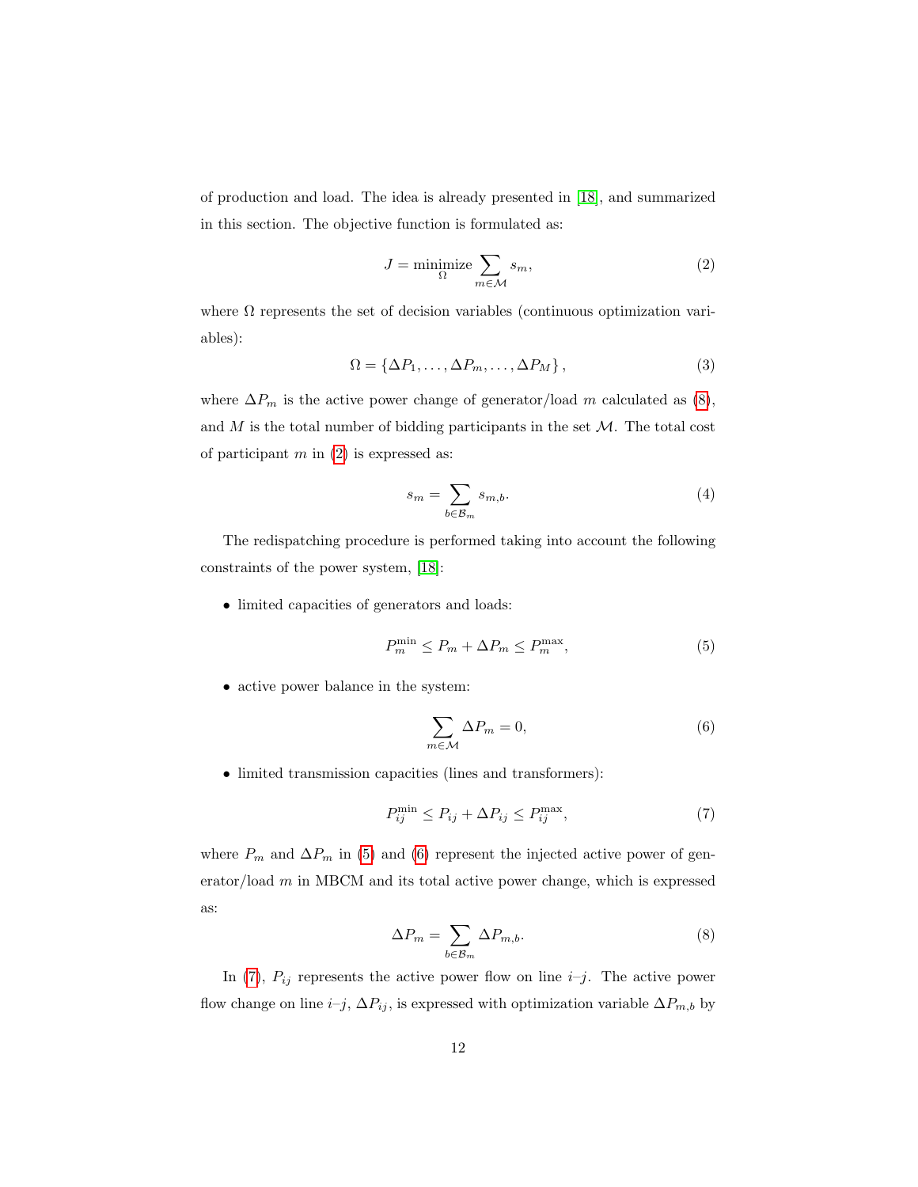of production and load. The idea is already presented in [18], and summarized in this section. The objective function is formulated as:

$$J = \underset{\Omega}{\text{minimize}} \sum_{m \in \mathcal{M}} s_m, \tag{2}$$

where $\Omega$ represents the set of decision variables (continuous optimization variables):

$$\Omega = \{\Delta P_1, \ldots, \Delta P_m, \ldots, \Delta P_M\}, \tag{3}$$

where $\Delta P_m$ is the active power change of generator/load $m$ calculated as (8), and $M$ is the total number of bidding participants in the set $\mathcal{M}$. The total cost of participant $m$ in (2) is expressed as:

$$s_m = \sum_{b \in \mathcal{B}_m} s_{m,b}. \tag{4}$$

The redispatching procedure is performed taking into account the following constraints of the power system, [18]:

- limited capacities of generators and loads:

$$P_m^{\min} \leq P_m + \Delta P_m \leq P_m^{\max}, \tag{5}$$

- active power balance in the system:

$$\sum_{m \in \mathcal{M}} \Delta P_m = 0, \tag{6}$$

- limited transmission capacities (lines and transformers):

$$P_{ij}^{\min} \leq P_{ij} + \Delta P_{ij} \leq P_{ij}^{\max}, \tag{7}$$

where $P_m$ and $\Delta P_m$ in (5) and (6) represent the injected active power of generator/load $m$ in MBCM and its total active power change, which is expressed as:

$$\Delta P_m = \sum_{b \in \mathcal{B}_m} \Delta P_{m,b}. \tag{8}$$

In (7), $P_{ij}$ represents the active power flow on line $i$–$j$. The active power flow change on line $i$–$j$, $\Delta P_{ij}$, is expressed with optimization variable $\Delta P_{m,b}$ by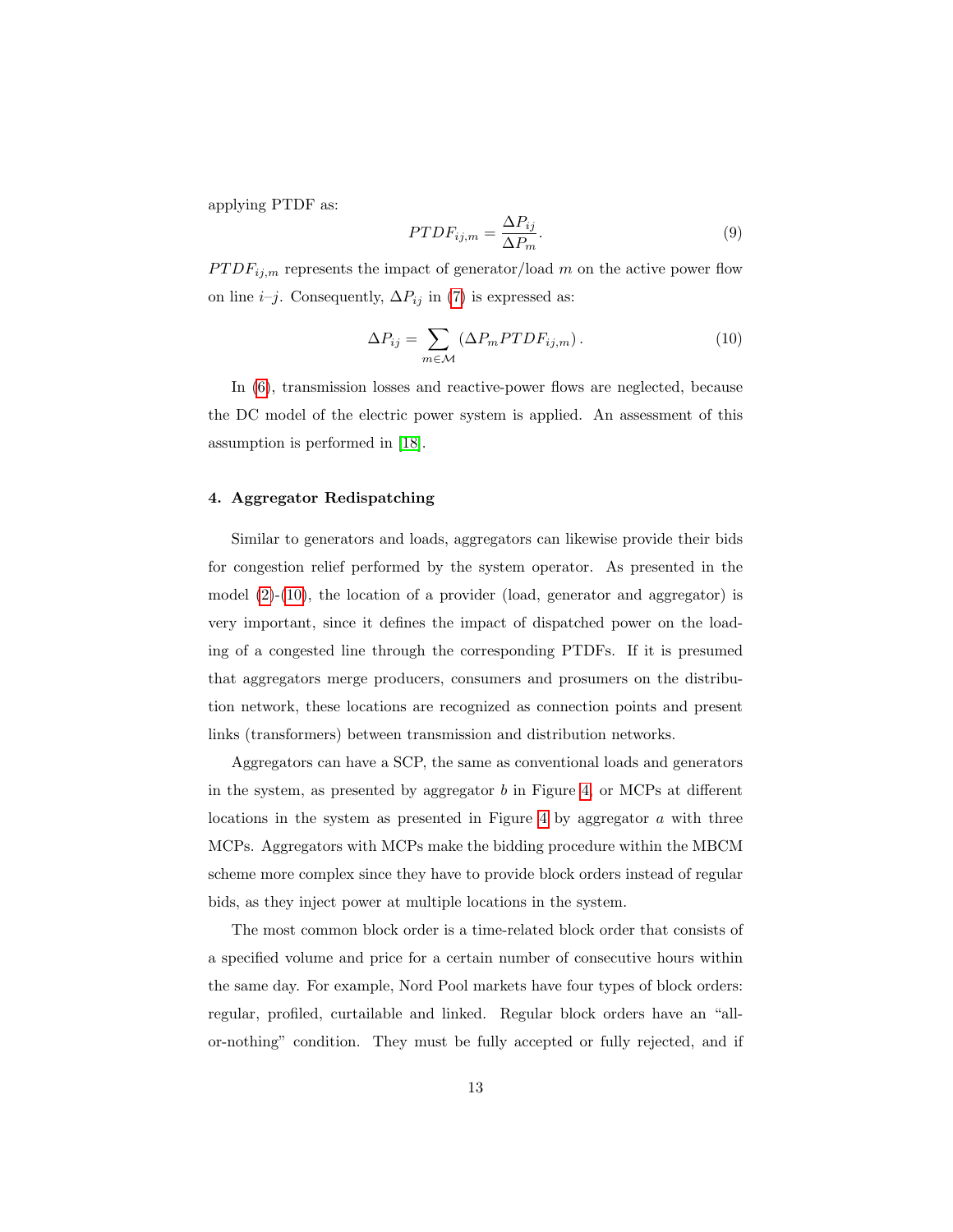applying PTDF as:

$$PTDF_{ij,m} = \frac{\Delta P_{ij}}{\Delta P_m}. \tag{9}$$

$PTDF_{ij,m}$ represents the impact of generator/load $m$ on the active power flow on line $i$–$j$. Consequently, $\Delta P_{ij}$ in (7) is expressed as:

$$\Delta P_{ij} = \sum_{m \in \mathcal{M}} \left( \Delta P_m PTDF_{ij,m} \right). \tag{10}$$

In (6), transmission losses and reactive-power flows are neglected, because the DC model of the electric power system is applied. An assessment of this assumption is performed in [18].

#### 4. Aggregator Redispatching

Similar to generators and loads, aggregators can likewise provide their bids for congestion relief performed by the system operator. As presented in the model (2)-(10), the location of a provider (load, generator and aggregator) is very important, since it defines the impact of dispatched power on the loading of a congested line through the corresponding PTDFs. If it is presumed that aggregators merge producers, consumers and prosumers on the distribution network, these locations are recognized as connection points and present links (transformers) between transmission and distribution networks.

Aggregators can have a SCP, the same as conventional loads and generators in the system, as presented by aggregator $b$ in Figure 4, or MCPs at different locations in the system as presented in Figure 4 by aggregator $a$ with three MCPs. Aggregators with MCPs make the bidding procedure within the MBCM scheme more complex since they have to provide block orders instead of regular bids, as they inject power at multiple locations in the system.

The most common block order is a time-related block order that consists of a specified volume and price for a certain number of consecutive hours within the same day. For example, Nord Pool markets have four types of block orders: regular, profiled, curtailable and linked. Regular block orders have an "all-or-nothing" condition. They must be fully accepted or fully rejected, and if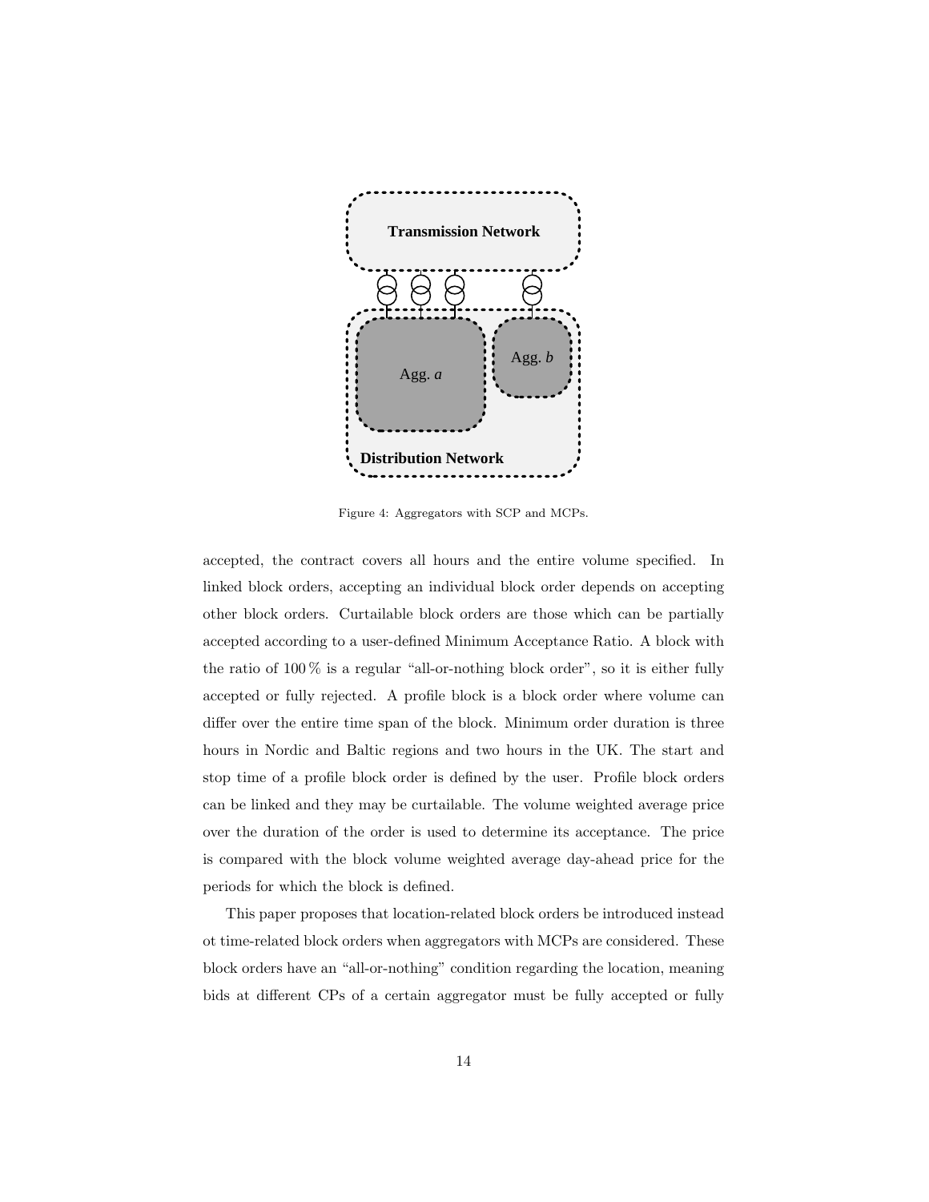Figure 4: Aggregators with SCP and MCPs.

accepted, the contract covers all hours and the entire volume specified. In linked block orders, accepting an individual block order depends on accepting other block orders. Curtailable block orders are those which can be partially accepted according to a user-defined Minimum Acceptance Ratio. A block with the ratio of 100 % is a regular "all-or-nothing block order", so it is either fully accepted or fully rejected. A profile block is a block order where volume can differ over the entire time span of the block. Minimum order duration is three hours in Nordic and Baltic regions and two hours in the UK. The start and stop time of a profile block order is defined by the user. Profile block orders can be linked and they may be curtailable. The volume weighted average price over the duration of the order is used to determine its acceptance. The price is compared with the block volume weighted average day-ahead price for the periods for which the block is defined.

This paper proposes that location-related block orders be introduced instead ot time-related block orders when aggregators with MCPs are considered. These block orders have an "all-or-nothing" condition regarding the location, meaning bids at different CPs of a certain aggregator must be fully accepted or fully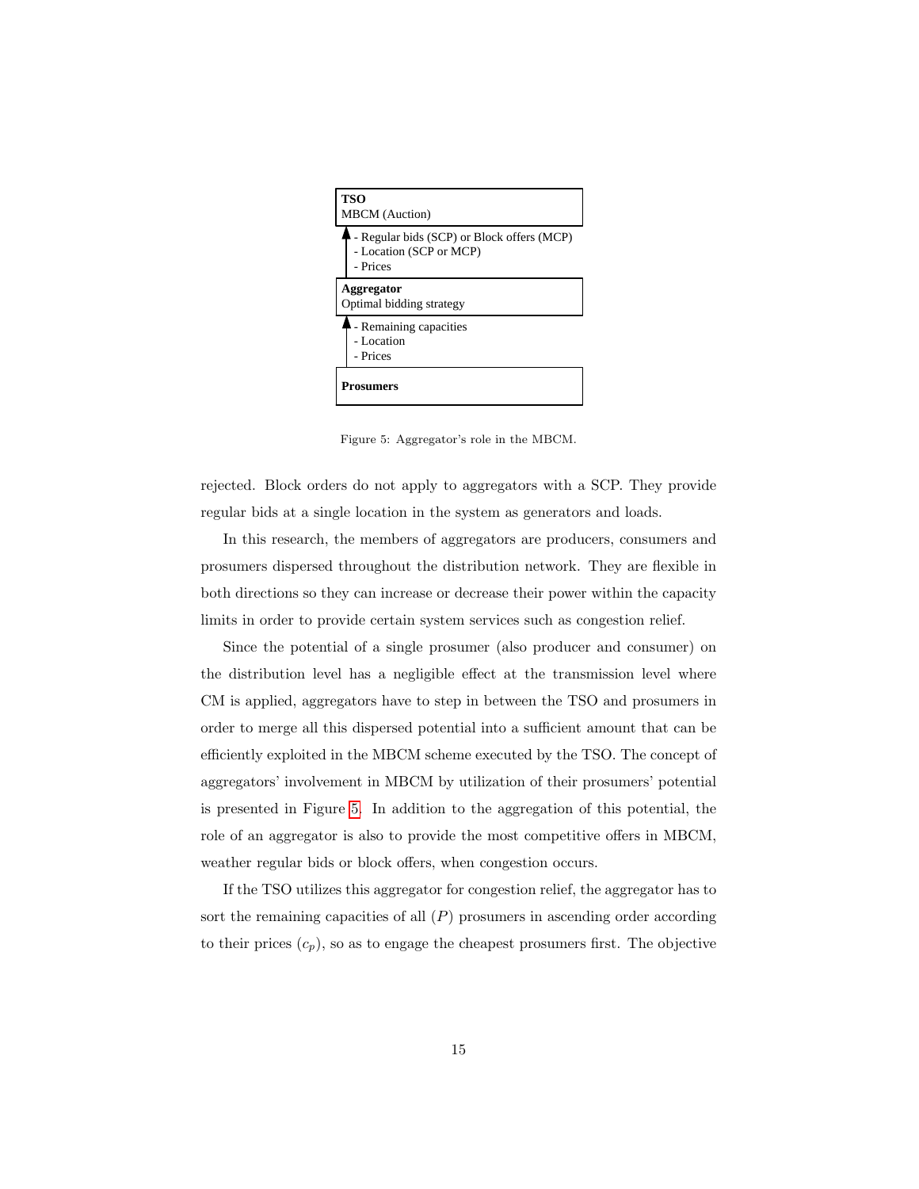**TSO**
MBCM (Auction)

- Regular bids (SCP) or Block offers (MCP)
- Location (SCP or MCP)
- Prices

**Aggregator**
Optimal bidding strategy

- Remaining capacities
- Location
- Prices

**Prosumers**

Figure 5: Aggregator's role in the MBCM.

rejected. Block orders do not apply to aggregators with a SCP. They provide regular bids at a single location in the system as generators and loads.

In this research, the members of aggregators are producers, consumers and prosumers dispersed throughout the distribution network. They are flexible in both directions so they can increase or decrease their power within the capacity limits in order to provide certain system services such as congestion relief.

Since the potential of a single prosumer (also producer and consumer) on the distribution level has a negligible effect at the transmission level where CM is applied, aggregators have to step in between the TSO and prosumers in order to merge all this dispersed potential into a sufficient amount that can be efficiently exploited in the MBCM scheme executed by the TSO. The concept of aggregators' involvement in MBCM by utilization of their prosumers' potential is presented in Figure 5. In addition to the aggregation of this potential, the role of an aggregator is also to provide the most competitive offers in MBCM, weather regular bids or block offers, when congestion occurs.

If the TSO utilizes this aggregator for congestion relief, the aggregator has to sort the remaining capacities of all ($P$) prosumers in ascending order according to their prices ($c_p$), so as to engage the cheapest prosumers first. The objective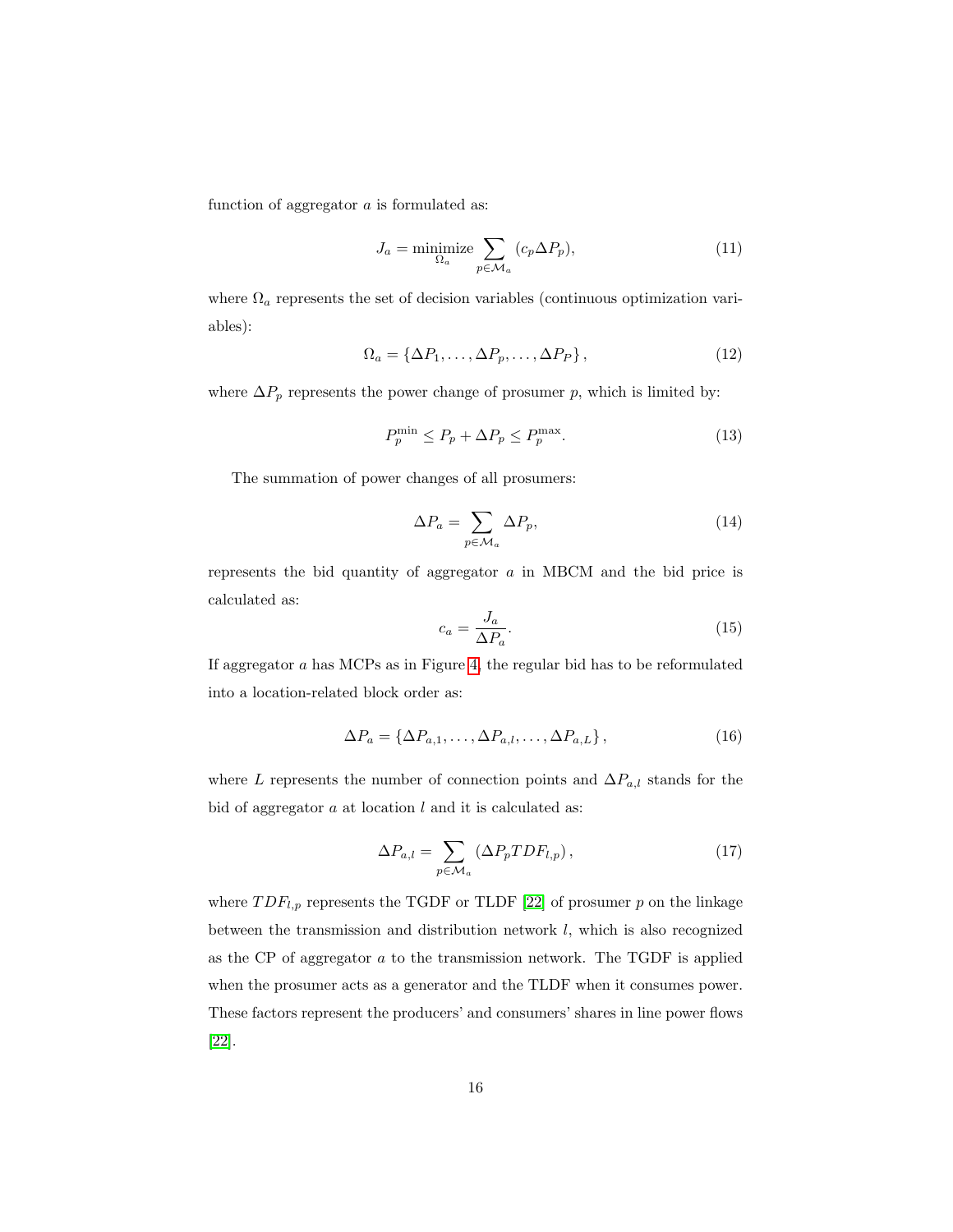function of aggregator $a$ is formulated as:

$$J_a = \underset{\Omega_a}{\text{minimize}} \sum_{p \in \mathcal{M}_a} (c_p \Delta P_p), \tag{11}$$

where $\Omega_a$ represents the set of decision variables (continuous optimization variables):

$$\Omega_a = \{\Delta P_1, \dots, \Delta P_p, \dots, \Delta P_P\}, \tag{12}$$

where $\Delta P_p$ represents the power change of prosumer $p$, which is limited by:

$$P_p^{\min} \leq P_p + \Delta P_p \leq P_p^{\max}. \tag{13}$$

The summation of power changes of all prosumers:

$$\Delta P_a = \sum_{p \in \mathcal{M}_a} \Delta P_p, \tag{14}$$

represents the bid quantity of aggregator $a$ in MBCM and the bid price is calculated as:

$$c_a = \frac{J_a}{\Delta P_a}. \tag{15}$$

If aggregator $a$ has MCPs as in Figure 4, the regular bid has to be reformulated into a location-related block order as:

$$\Delta P_a = \{\Delta P_{a,1}, \dots, \Delta P_{a,l}, \dots, \Delta P_{a,L}\}, \tag{16}$$

where $L$ represents the number of connection points and $\Delta P_{a,l}$ stands for the bid of aggregator $a$ at location $l$ and it is calculated as:

$$\Delta P_{a,l} = \sum_{p \in \mathcal{M}_a} (\Delta P_p TDF_{l,p}), \tag{17}$$

where $TDF_{l,p}$ represents the TGDF or TLDF [22] of prosumer $p$ on the linkage between the transmission and distribution network $l$, which is also recognized as the CP of aggregator $a$ to the transmission network. The TGDF is applied when the prosumer acts as a generator and the TLDF when it consumes power. These factors represent the producers' and consumers' shares in line power flows [22].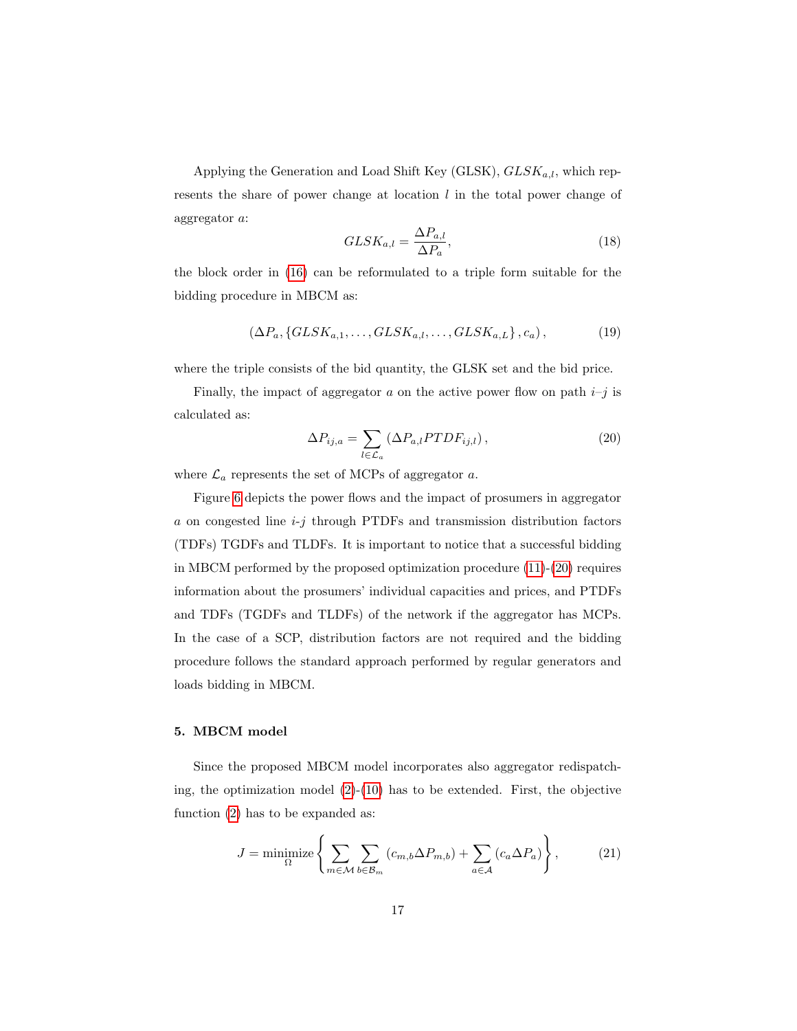Applying the Generation and Load Shift Key (GLSK), $GLSK_{a,l}$, which represents the share of power change at location $l$ in the total power change of aggregator $a$:

$$GLSK_{a,l} = \frac{\Delta P_{a,l}}{\Delta P_a}, \tag{18}$$

the block order in (16) can be reformulated to a triple form suitable for the bidding procedure in MBCM as:

$$\left(\Delta P_a, \left\{GLSK_{a,1}, \ldots, GLSK_{a,l}, \ldots, GLSK_{a,L}\right\}, c_a\right), \tag{19}$$

where the triple consists of the bid quantity, the GLSK set and the bid price.

Finally, the impact of aggregator $a$ on the active power flow on path $i$–$j$ is calculated as:

$$\Delta P_{ij,a} = \sum_{l \in \mathcal{L}_a} \left(\Delta P_{a,l} PTDF_{ij,l}\right), \tag{20}$$

where $\mathcal{L}_a$ represents the set of MCPs of aggregator $a$.

Figure 6 depicts the power flows and the impact of prosumers in aggregator $a$ on congested line $i$-$j$ through PTDFs and transmission distribution factors (TDFs) TGDFs and TLDFs. It is important to notice that a successful bidding in MBCM performed by the proposed optimization procedure (11)-(20) requires information about the prosumers' individual capacities and prices, and PTDFs and TDFs (TGDFs and TLDFs) of the network if the aggregator has MCPs. In the case of a SCP, distribution factors are not required and the bidding procedure follows the standard approach performed by regular generators and loads bidding in MBCM.

## 5. MBCM model

Since the proposed MBCM model incorporates also aggregator redispatching, the optimization model (2)-(10) has to be extended. First, the objective function (2) has to be expanded as:

$$J = \underset{\Omega}{\text{minimize}} \left\{ \sum_{m \in \mathcal{M}} \sum_{b \in \mathcal{B}_m} \left(c_{m,b} \Delta P_{m,b}\right) + \sum_{a \in \mathcal{A}} \left(c_a \Delta P_a\right) \right\}, \tag{21}$$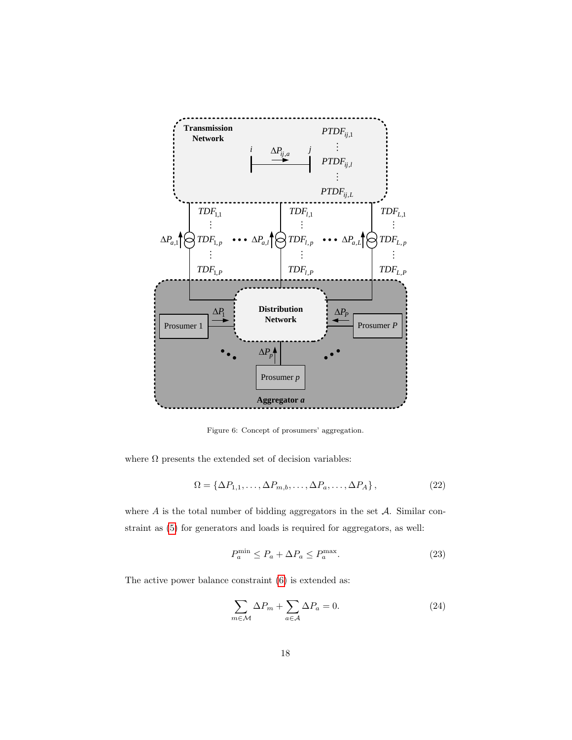Figure 6: Concept of prosumers' aggregation.

where $\Omega$ presents the extended set of decision variables:

$$\Omega = \{\Delta P_{1,1}, \ldots, \Delta P_{m,b}, \ldots, \Delta P_{a}, \ldots, \Delta P_{A}\}, \tag{22}$$

where $A$ is the total number of bidding aggregators in the set $\mathcal{A}$. Similar constraint as (5) for generators and loads is required for aggregators, as well:

$$P_a^{\min} \leq P_a + \Delta P_a \leq P_a^{\max}. \tag{23}$$

The active power balance constraint (6) is extended as:

$$\sum_{m \in \mathcal{M}} \Delta P_m + \sum_{a \in \mathcal{A}} \Delta P_a = 0. \tag{24}$$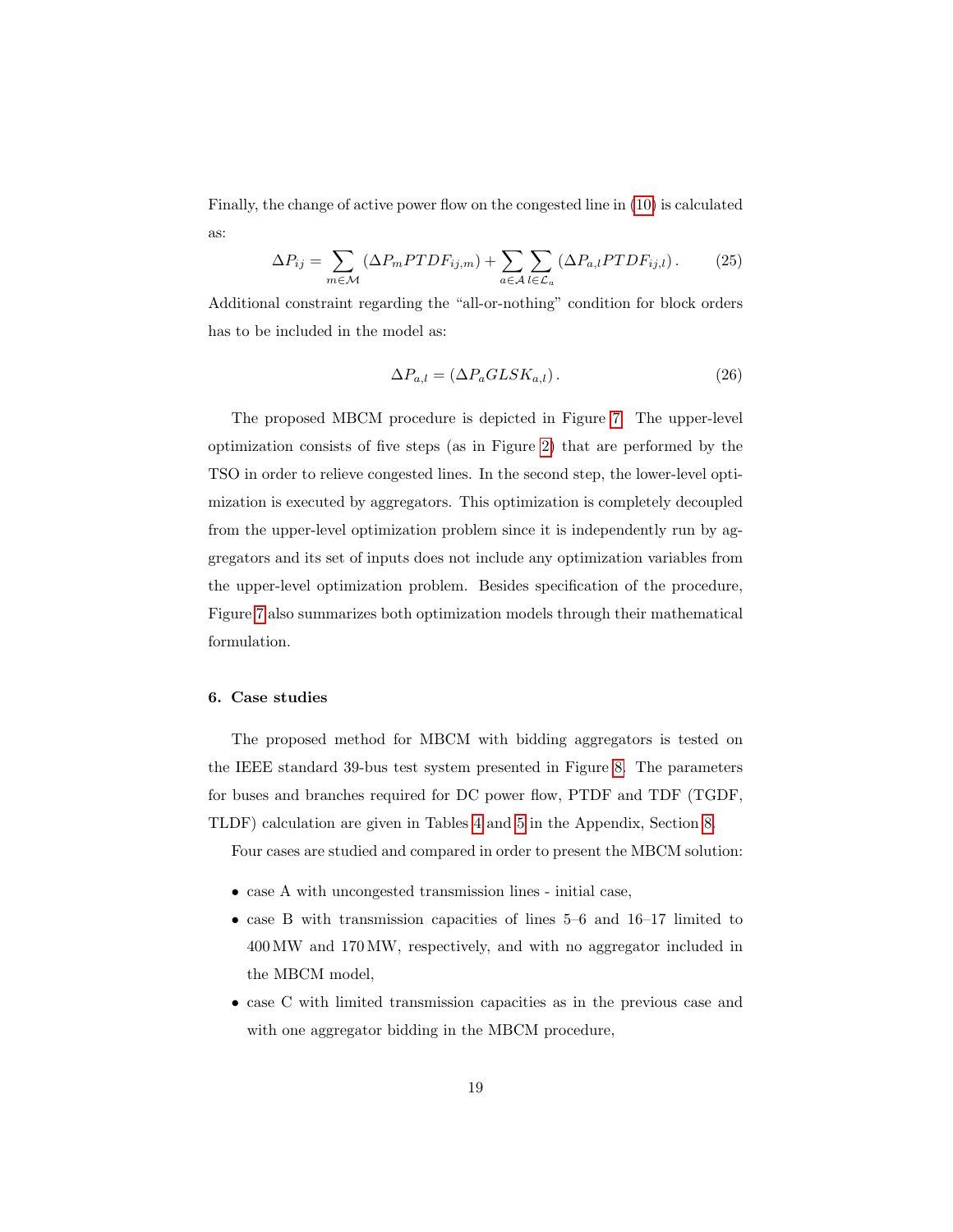Finally, the change of active power flow on the congested line in (10) is calculated as:

$$\Delta P_{ij} = \sum_{m \in \mathcal{M}} \left( \Delta P_m PTDF_{ij,m} \right) + \sum_{a \in \mathcal{A}} \sum_{l \in \mathcal{L}_a} \left( \Delta P_{a,l} PTDF_{ij,l} \right). \tag{25}$$

Additional constraint regarding the "all-or-nothing" condition for block orders has to be included in the model as:

$$\Delta P_{a,l} = \left( \Delta P_a GLSK_{a,l} \right). \tag{26}$$

The proposed MBCM procedure is depicted in Figure 7. The upper-level optimization consists of five steps (as in Figure 2) that are performed by the TSO in order to relieve congested lines. In the second step, the lower-level optimization is executed by aggregators. This optimization is completely decoupled from the upper-level optimization problem since it is independently run by aggregators and its set of inputs does not include any optimization variables from the upper-level optimization problem. Besides specification of the procedure, Figure 7 also summarizes both optimization models through their mathematical formulation.

## 6. Case studies

The proposed method for MBCM with bidding aggregators is tested on the IEEE standard 39-bus test system presented in Figure 8. The parameters for buses and branches required for DC power flow, PTDF and TDF (TGDF, TLDF) calculation are given in Tables 4 and 5 in the Appendix, Section 8.

Four cases are studied and compared in order to present the MBCM solution:

- case A with uncongested transmission lines - initial case,
- case B with transmission capacities of lines 5–6 and 16–17 limited to 400 MW and 170 MW, respectively, and with no aggregator included in the MBCM model,
- case C with limited transmission capacities as in the previous case and with one aggregator bidding in the MBCM procedure,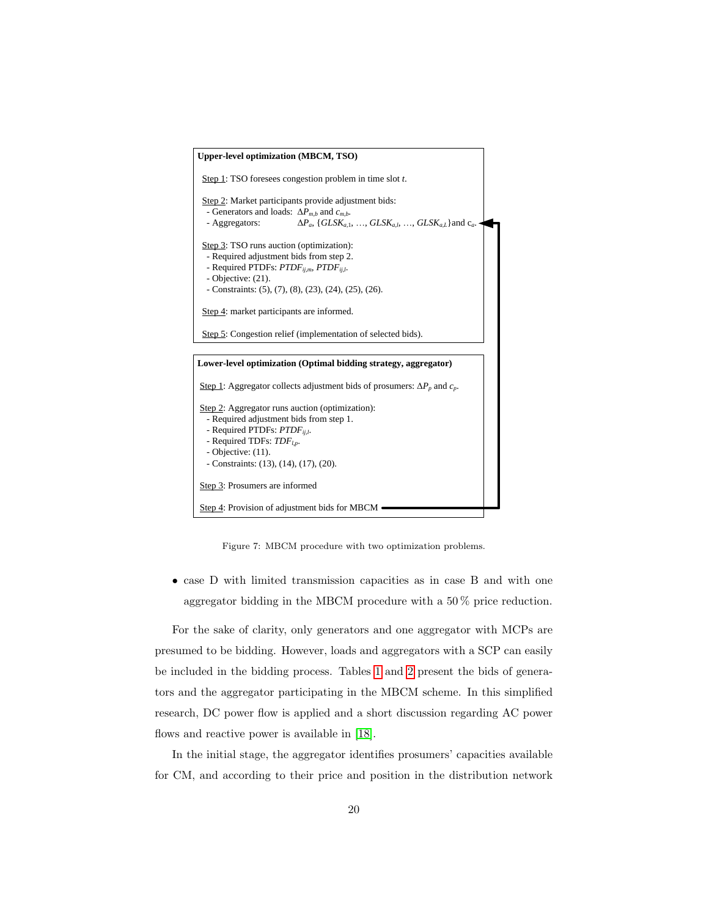**Upper-level optimization (MBCM, TSO)**

Step 1: TSO foresees congestion problem in time slot $t$.

Step 2: Market participants provide adjustment bids:
- Generators and loads: $\Delta P_{m,b}$ and $c_{m,b}$.
- Aggregators: $\Delta P_a$, $\{GLSK_{a,1}, \ldots, GLSK_{a,l}, \ldots, GLSK_{a,L}\}$ and $c_a$.

Step 3: TSO runs auction (optimization):
- Required adjustment bids from step 2.
- Required PTDFs: $PTDF_{ij,m}$, $PTDF_{ij,l}$.
- Objective: (21).
- Constraints: (5), (7), (8), (23), (24), (25), (26).

Step 4: market participants are informed.

Step 5: Congestion relief (implementation of selected bids).

**Lower-level optimization (Optimal bidding strategy, aggregator)**

Step 1: Aggregator collects adjustment bids of prosumers: $\Delta P_p$ and $c_p$.

Step 2: Aggregator runs auction (optimization):
- Required adjustment bids from step 1.
- Required PTDFs: $PTDF_{ij,l}$.
- Required TDFs: $TDF_{l,p}$.
- Objective: (11).
- Constraints: (13), (14), (17), (20).

Step 3: Prosumers are informed

Step 4: Provision of adjustment bids for MBCM

Figure 7: MBCM procedure with two optimization problems.

- case D with limited transmission capacities as in case B and with one aggregator bidding in the MBCM procedure with a 50 % price reduction.

For the sake of clarity, only generators and one aggregator with MCPs are presumed to be bidding. However, loads and aggregators with a SCP can easily be included in the bidding process. Tables 1 and 2 present the bids of generators and the aggregator participating in the MBCM scheme. In this simplified research, DC power flow is applied and a short discussion regarding AC power flows and reactive power is available in [18].

In the initial stage, the aggregator identifies prosumers' capacities available for CM, and according to their price and position in the distribution network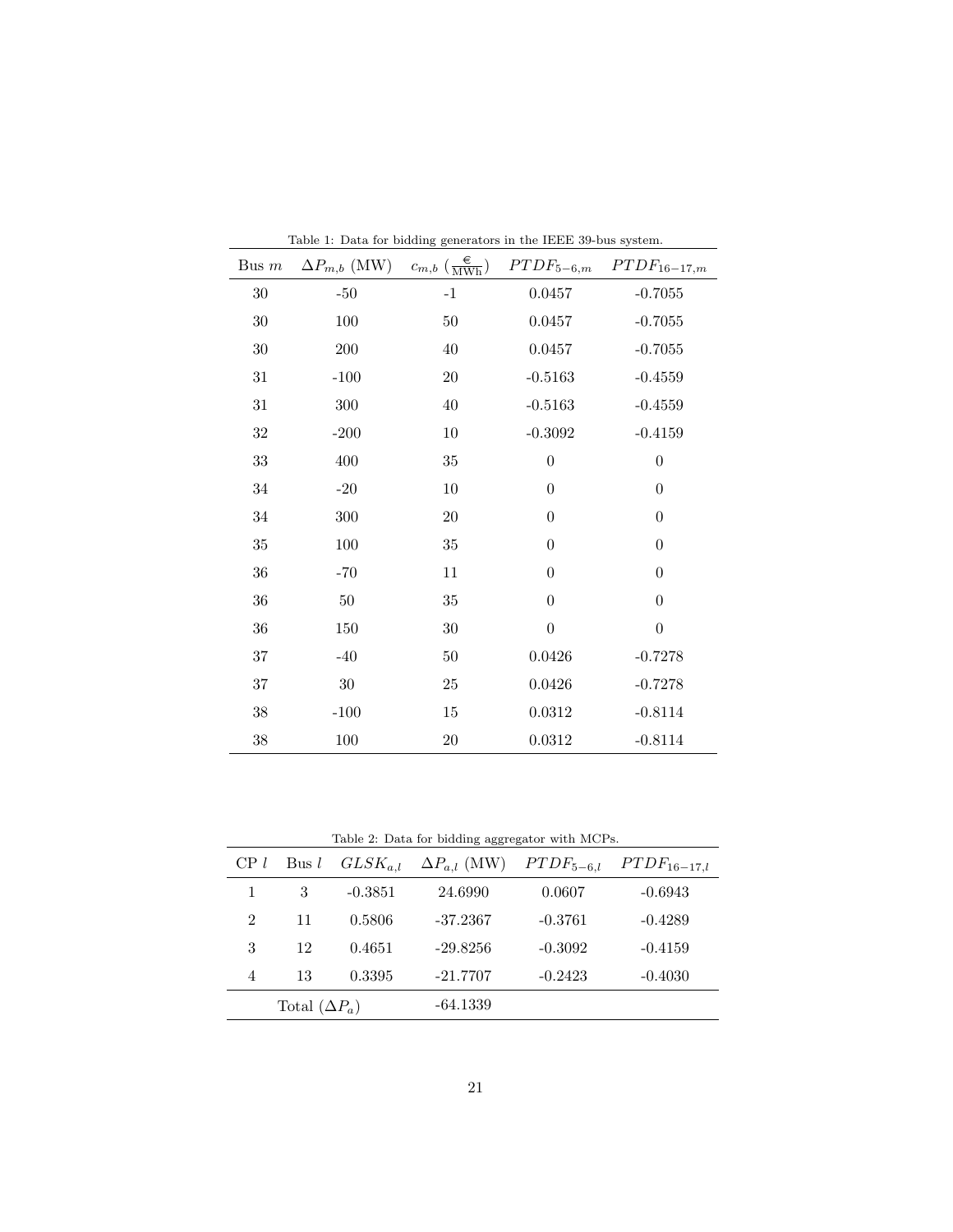Table 1: Data for bidding generators in the IEEE 39-bus system.

| Bus $m$ | $\Delta P_{m,b}$ (MW) | $c_{m,b}$ ($\frac{€}{\text{MWh}}$) | $PTDF_{5-6,m}$ | $PTDF_{16-17,m}$ |
|---|---|---|---|---|
| 30 | -50 | -1 | 0.0457 | -0.7055 |
| 30 | 100 | 50 | 0.0457 | -0.7055 |
| 30 | 200 | 40 | 0.0457 | -0.7055 |
| 31 | -100 | 20 | -0.5163 | -0.4559 |
| 31 | 300 | 40 | -0.5163 | -0.4559 |
| 32 | -200 | 10 | -0.3092 | -0.4159 |
| 33 | 400 | 35 | 0 | 0 |
| 34 | -20 | 10 | 0 | 0 |
| 34 | 300 | 20 | 0 | 0 |
| 35 | 100 | 35 | 0 | 0 |
| 36 | -70 | 11 | 0 | 0 |
| 36 | 50 | 35 | 0 | 0 |
| 36 | 150 | 30 | 0 | 0 |
| 37 | -40 | 50 | 0.0426 | -0.7278 |
| 37 | 30 | 25 | 0.0426 | -0.7278 |
| 38 | -100 | 15 | 0.0312 | -0.8114 |
| 38 | 100 | 20 | 0.0312 | -0.8114 |

Table 2: Data for bidding aggregator with MCPs.

| CP $l$ | Bus $l$ | $GLSK_{a,l}$ | $\Delta P_{a,l}$ (MW) | $PTDF_{5-6,l}$ | $PTDF_{16-17,l}$ |
|---|---|---|---|---|---|
| 1 | 3 | -0.3851 | 24.6990 | 0.0607 | -0.6943 |
| 2 | 11 | 0.5806 | -37.2367 | -0.3761 | -0.4289 |
| 3 | 12 | 0.4651 | -29.8256 | -0.3092 | -0.4159 |
| 4 | 13 | 0.3395 | -21.7707 | -0.2423 | -0.4030 |
| | Total ($\Delta P_a$) | | -64.1339 | | |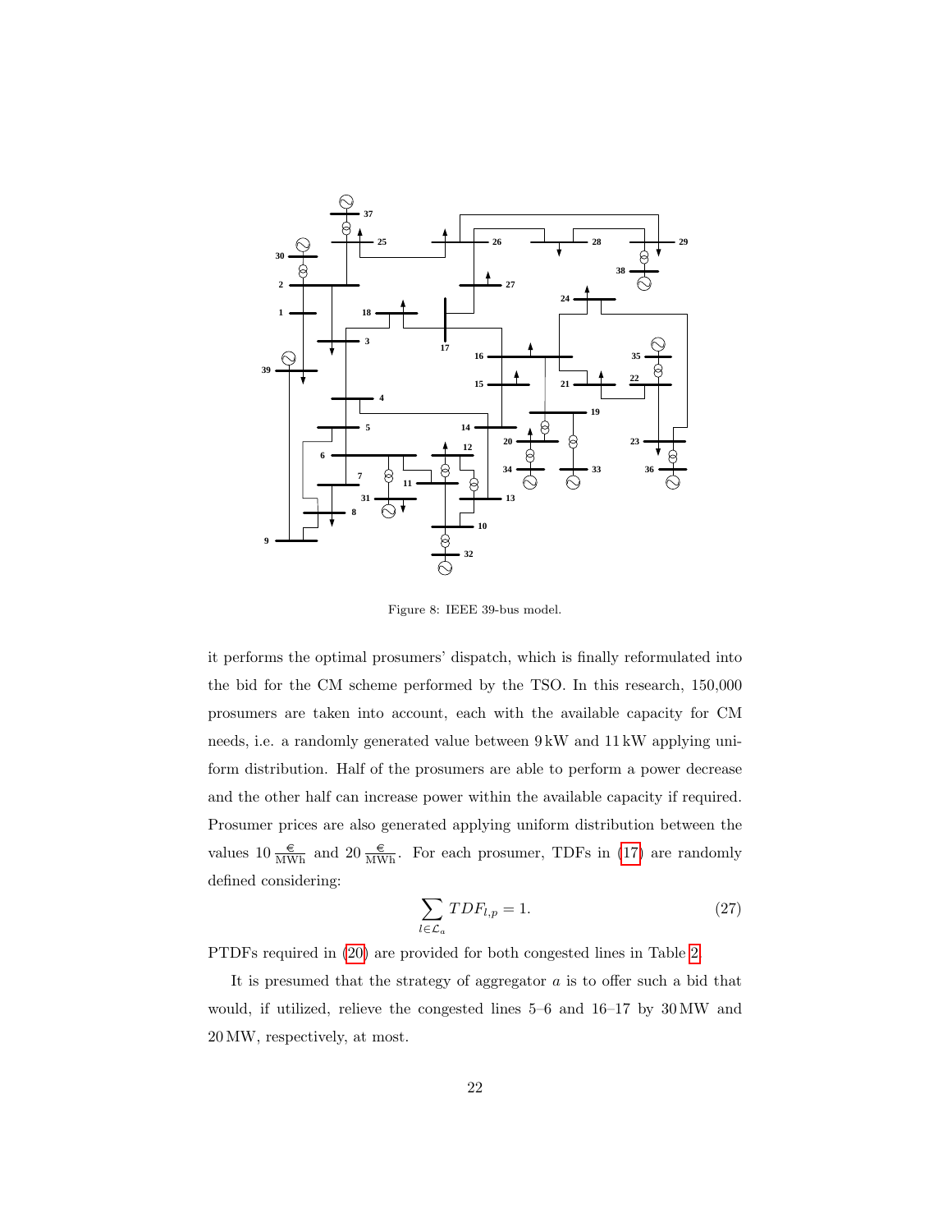Figure 8: IEEE 39-bus model.

it performs the optimal prosumers' dispatch, which is finally reformulated into the bid for the CM scheme performed by the TSO. In this research, 150,000 prosumers are taken into account, each with the available capacity for CM needs, i.e. a randomly generated value between 9 kW and 11 kW applying uniform distribution. Half of the prosumers are able to perform a power decrease and the other half can increase power within the available capacity if required. Prosumer prices are also generated applying uniform distribution between the values 10 $\frac{€}{\text{MWh}}$ and 20 $\frac{€}{\text{MWh}}$. For each prosumer, TDFs in (17) are randomly defined considering:

$$\sum_{l \in \mathcal{L}_a} TDF_{l,p} = 1. \tag{27}$$

PTDFs required in (20) are provided for both congested lines in Table 2.

It is presumed that the strategy of aggregator $a$ is to offer such a bid that would, if utilized, relieve the congested lines 5–6 and 16–17 by 30 MW and 20 MW, respectively, at most.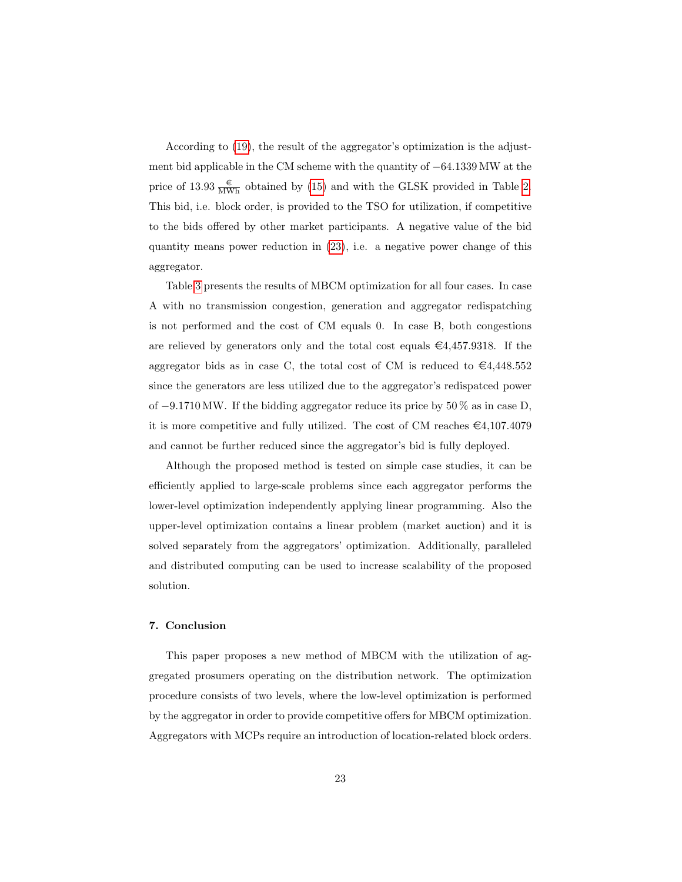According to (19), the result of the aggregator's optimization is the adjustment bid applicable in the CM scheme with the quantity of $-64.1339$ MW at the price of $13.93\ \frac{€}{\mathrm{MWh}}$ obtained by (15) and with the GLSK provided in Table 2. This bid, i.e. block order, is provided to the TSO for utilization, if competitive to the bids offered by other market participants. A negative value of the bid quantity means power reduction in (23), i.e. a negative power change of this aggregator.

Table 3 presents the results of MBCM optimization for all four cases. In case A with no transmission congestion, generation and aggregator redispatching is not performed and the cost of CM equals 0. In case B, both congestions are relieved by generators only and the total cost equals €4,457.9318. If the aggregator bids as in case C, the total cost of CM is reduced to €4,448.552 since the generators are less utilized due to the aggregator's redispatced power of $-9.1710$ MW. If the bidding aggregator reduce its price by 50 % as in case D, it is more competitive and fully utilized. The cost of CM reaches €4,107.4079 and cannot be further reduced since the aggregator's bid is fully deployed.

Although the proposed method is tested on simple case studies, it can be efficiently applied to large-scale problems since each aggregator performs the lower-level optimization independently applying linear programming. Also the upper-level optimization contains a linear problem (market auction) and it is solved separately from the aggregators' optimization. Additionally, paralleled and distributed computing can be used to increase scalability of the proposed solution.

## 7. Conclusion

This paper proposes a new method of MBCM with the utilization of aggregated prosumers operating on the distribution network. The optimization procedure consists of two levels, where the low-level optimization is performed by the aggregator in order to provide competitive offers for MBCM optimization. Aggregators with MCPs require an introduction of location-related block orders.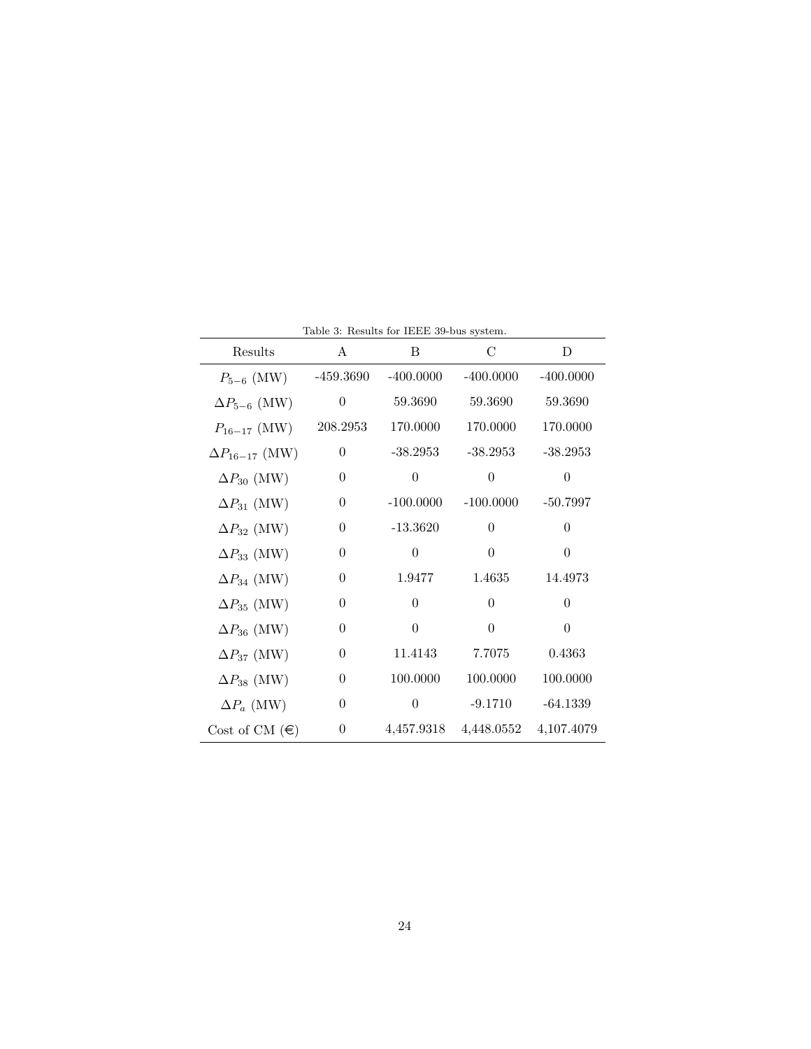Table 3: Results for IEEE 39-bus system.

| Results | A | B | C | D |
|---|---|---|---|---|
| $P_{5-6}$ (MW) | -459.3690 | -400.0000 | -400.0000 | -400.0000 |
| $\Delta P_{5-6}$ (MW) | 0 | 59.3690 | 59.3690 | 59.3690 |
| $P_{16-17}$ (MW) | 208.2953 | 170.0000 | 170.0000 | 170.0000 |
| $\Delta P_{16-17}$ (MW) | 0 | -38.2953 | -38.2953 | -38.2953 |
| $\Delta P_{30}$ (MW) | 0 | 0 | 0 | 0 |
| $\Delta P_{31}$ (MW) | 0 | -100.0000 | -100.0000 | -50.7997 |
| $\Delta P_{32}$ (MW) | 0 | -13.3620 | 0 | 0 |
| $\Delta P_{33}$ (MW) | 0 | 0 | 0 | 0 |
| $\Delta P_{34}$ (MW) | 0 | 1.9477 | 1.4635 | 14.4973 |
| $\Delta P_{35}$ (MW) | 0 | 0 | 0 | 0 |
| $\Delta P_{36}$ (MW) | 0 | 0 | 0 | 0 |
| $\Delta P_{37}$ (MW) | 0 | 11.4143 | 7.7075 | 0.4363 |
| $\Delta P_{38}$ (MW) | 0 | 100.0000 | 100.0000 | 100.0000 |
| $\Delta P_a$ (MW) | 0 | 0 | -9.1710 | -64.1339 |
| Cost of CM (€) | 0 | 4,457.9318 | 4,448.0552 | 4,107.4079 |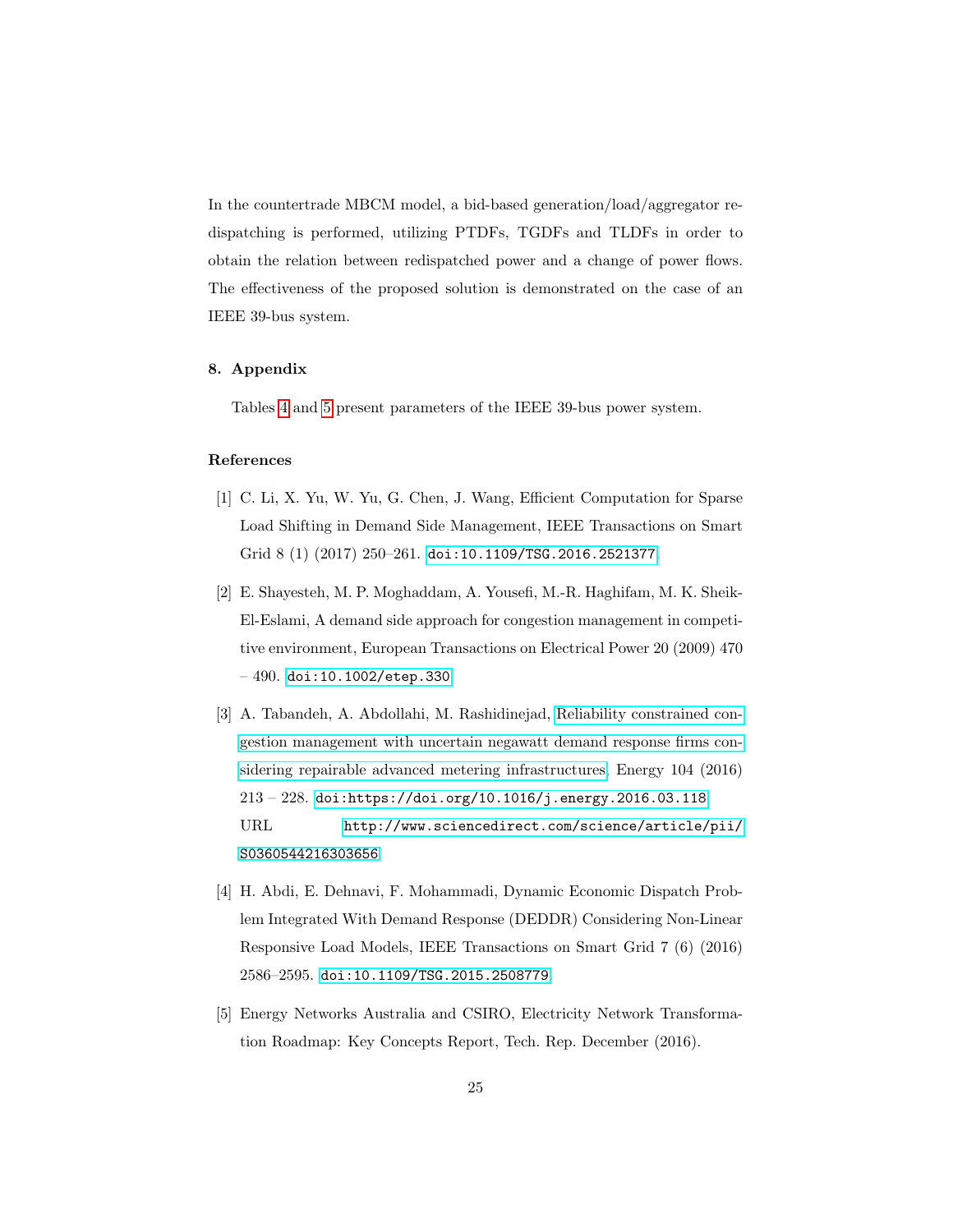In the countertrade MBCM model, a bid-based generation/load/aggregator redispatching is performed, utilizing PTDFs, TGDFs and TLDFs in order to obtain the relation between redispatched power and a change of power flows. The effectiveness of the proposed solution is demonstrated on the case of an IEEE 39-bus system.

## 8. Appendix

Tables 4 and 5 present parameters of the IEEE 39-bus power system.

## References

[1] C. Li, X. Yu, W. Yu, G. Chen, J. Wang, Efficient Computation for Sparse Load Shifting in Demand Side Management, IEEE Transactions on Smart Grid 8 (1) (2017) 250–261. doi:10.1109/TSG.2016.2521377.

[2] E. Shayesteh, M. P. Moghaddam, A. Yousefi, M.-R. Haghifam, M. K. Sheik-El-Eslami, A demand side approach for congestion management in competitive environment, European Transactions on Electrical Power 20 (2009) 470 – 490. doi:10.1002/etep.330.

[3] A. Tabandeh, A. Abdollahi, M. Rashidinejad, Reliability constrained congestion management with uncertain negawatt demand response firms considering repairable advanced metering infrastructures, Energy 104 (2016) 213 – 228. doi:https://doi.org/10.1016/j.energy.2016.03.118.
URL http://www.sciencedirect.com/science/article/pii/S0360544216303656

[4] H. Abdi, E. Dehnavi, F. Mohammadi, Dynamic Economic Dispatch Problem Integrated With Demand Response (DEDDR) Considering Non-Linear Responsive Load Models, IEEE Transactions on Smart Grid 7 (6) (2016) 2586–2595. doi:10.1109/TSG.2015.2508779.

[5] Energy Networks Australia and CSIRO, Electricity Network Transformation Roadmap: Key Concepts Report, Tech. Rep. December (2016).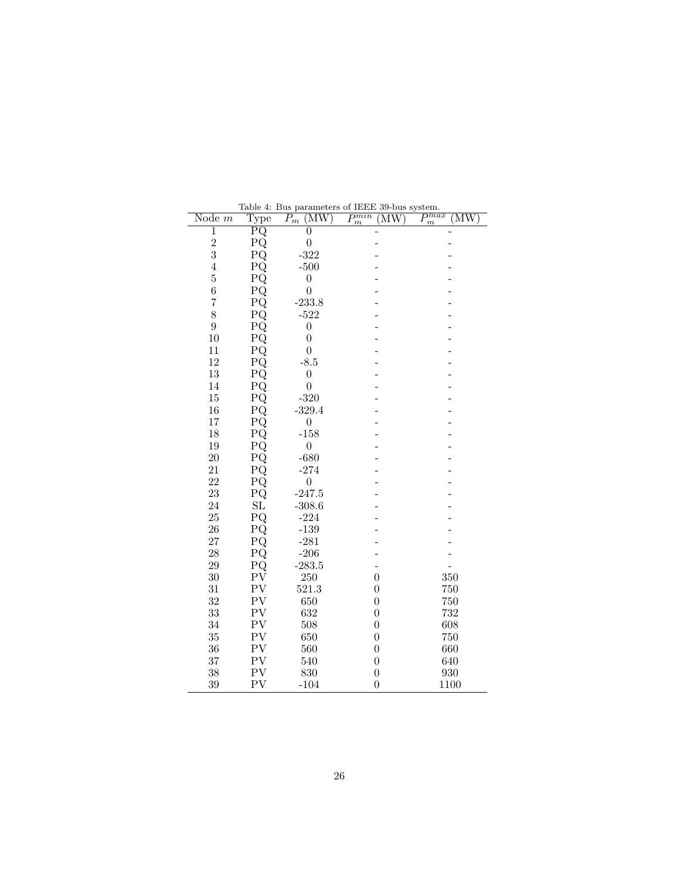Table 4: Bus parameters of IEEE 39-bus system.

| Node $m$ | Type | $P_m$ (MW) | $P_m^{min}$ (MW) | $P_m^{max}$ (MW) |
|---|---|---|---|---|
| 1 | PQ | 0 | - | - |
| 2 | PQ | 0 | - | - |
| 3 | PQ | -322 | - | - |
| 4 | PQ | -500 | - | - |
| 5 | PQ | 0 | - | - |
| 6 | PQ | 0 | - | - |
| 7 | PQ | -233.8 | - | - |
| 8 | PQ | -522 | - | - |
| 9 | PQ | 0 | - | - |
| 10 | PQ | 0 | - | - |
| 11 | PQ | 0 | - | - |
| 12 | PQ | -8.5 | - | - |
| 13 | PQ | 0 | - | - |
| 14 | PQ | 0 | - | - |
| 15 | PQ | -320 | - | - |
| 16 | PQ | -329.4 | - | - |
| 17 | PQ | 0 | - | - |
| 18 | PQ | -158 | - | - |
| 19 | PQ | 0 | - | - |
| 20 | PQ | -680 | - | - |
| 21 | PQ | -274 | - | - |
| 22 | PQ | 0 | - | - |
| 23 | PQ | -247.5 | - | - |
| 24 | SL | -308.6 | - | - |
| 25 | PQ | -224 | - | - |
| 26 | PQ | -139 | - | - |
| 27 | PQ | -281 | - | - |
| 28 | PQ | -206 | - | - |
| 29 | PQ | -283.5 | - | - |
| 30 | PV | 250 | 0 | 350 |
| 31 | PV | 521.3 | 0 | 750 |
| 32 | PV | 650 | 0 | 750 |
| 33 | PV | 632 | 0 | 732 |
| 34 | PV | 508 | 0 | 608 |
| 35 | PV | 650 | 0 | 750 |
| 36 | PV | 560 | 0 | 660 |
| 37 | PV | 540 | 0 | 640 |
| 38 | PV | 830 | 0 | 930 |
| 39 | PV | -104 | 0 | 1100 |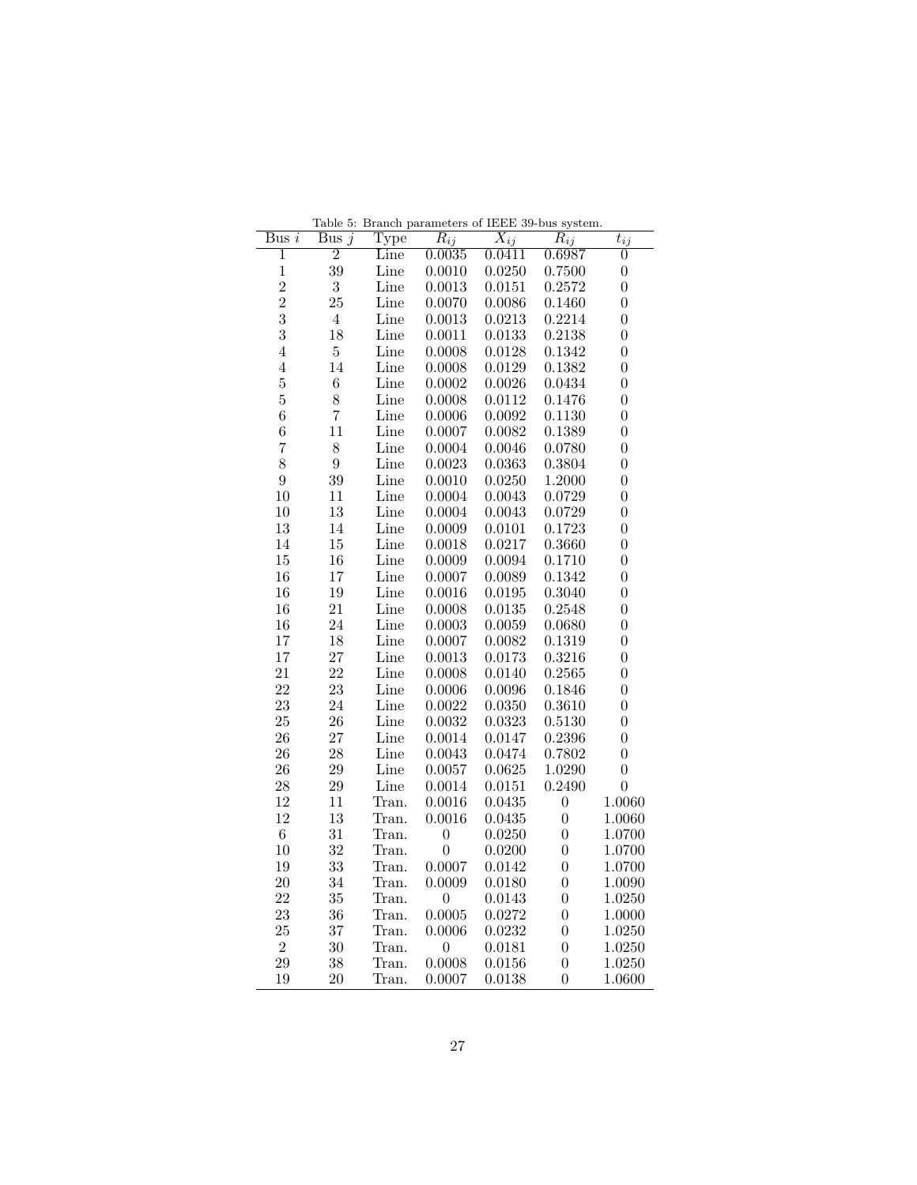Table 5: Branch parameters of IEEE 39-bus system.

| Bus $i$ | Bus $j$ | Type | $R_{ij}$ | $X_{ij}$ | $R_{ij}$ | $t_{ij}$ |
|---|---|---|---|---|---|---|
| 1 | 2 | Line | 0.0035 | 0.0411 | 0.6987 | 0 |
| 1 | 39 | Line | 0.0010 | 0.0250 | 0.7500 | 0 |
| 2 | 3 | Line | 0.0013 | 0.0151 | 0.2572 | 0 |
| 2 | 25 | Line | 0.0070 | 0.0086 | 0.1460 | 0 |
| 3 | 4 | Line | 0.0013 | 0.0213 | 0.2214 | 0 |
| 3 | 18 | Line | 0.0011 | 0.0133 | 0.2138 | 0 |
| 4 | 5 | Line | 0.0008 | 0.0128 | 0.1342 | 0 |
| 4 | 14 | Line | 0.0008 | 0.0129 | 0.1382 | 0 |
| 5 | 6 | Line | 0.0002 | 0.0026 | 0.0434 | 0 |
| 5 | 8 | Line | 0.0008 | 0.0112 | 0.1476 | 0 |
| 6 | 7 | Line | 0.0006 | 0.0092 | 0.1130 | 0 |
| 6 | 11 | Line | 0.0007 | 0.0082 | 0.1389 | 0 |
| 7 | 8 | Line | 0.0004 | 0.0046 | 0.0780 | 0 |
| 8 | 9 | Line | 0.0023 | 0.0363 | 0.3804 | 0 |
| 9 | 39 | Line | 0.0010 | 0.0250 | 1.2000 | 0 |
| 10 | 11 | Line | 0.0004 | 0.0043 | 0.0729 | 0 |
| 10 | 13 | Line | 0.0004 | 0.0043 | 0.0729 | 0 |
| 13 | 14 | Line | 0.0009 | 0.0101 | 0.1723 | 0 |
| 14 | 15 | Line | 0.0018 | 0.0217 | 0.3660 | 0 |
| 15 | 16 | Line | 0.0009 | 0.0094 | 0.1710 | 0 |
| 16 | 17 | Line | 0.0007 | 0.0089 | 0.1342 | 0 |
| 16 | 19 | Line | 0.0016 | 0.0195 | 0.3040 | 0 |
| 16 | 21 | Line | 0.0008 | 0.0135 | 0.2548 | 0 |
| 16 | 24 | Line | 0.0003 | 0.0059 | 0.0680 | 0 |
| 17 | 18 | Line | 0.0007 | 0.0082 | 0.1319 | 0 |
| 17 | 27 | Line | 0.0013 | 0.0173 | 0.3216 | 0 |
| 21 | 22 | Line | 0.0008 | 0.0140 | 0.2565 | 0 |
| 22 | 23 | Line | 0.0006 | 0.0096 | 0.1846 | 0 |
| 23 | 24 | Line | 0.0022 | 0.0350 | 0.3610 | 0 |
| 25 | 26 | Line | 0.0032 | 0.0323 | 0.5130 | 0 |
| 26 | 27 | Line | 0.0014 | 0.0147 | 0.2396 | 0 |
| 26 | 28 | Line | 0.0043 | 0.0474 | 0.7802 | 0 |
| 26 | 29 | Line | 0.0057 | 0.0625 | 1.0290 | 0 |
| 28 | 29 | Line | 0.0014 | 0.0151 | 0.2490 | 0 |
| 12 | 11 | Tran. | 0.0016 | 0.0435 | 0 | 1.0060 |
| 12 | 13 | Tran. | 0.0016 | 0.0435 | 0 | 1.0060 |
| 6 | 31 | Tran. | 0 | 0.0250 | 0 | 1.0700 |
| 10 | 32 | Tran. | 0 | 0.0200 | 0 | 1.0700 |
| 19 | 33 | Tran. | 0.0007 | 0.0142 | 0 | 1.0700 |
| 20 | 34 | Tran. | 0.0009 | 0.0180 | 0 | 1.0090 |
| 22 | 35 | Tran. | 0 | 0.0143 | 0 | 1.0250 |
| 23 | 36 | Tran. | 0.0005 | 0.0272 | 0 | 1.0000 |
| 25 | 37 | Tran. | 0.0006 | 0.0232 | 0 | 1.0250 |
| 2 | 30 | Tran. | 0 | 0.0181 | 0 | 1.0250 |
| 29 | 38 | Tran. | 0.0008 | 0.0156 | 0 | 1.0250 |
| 19 | 20 | Tran. | 0.0007 | 0.0138 | 0 | 1.0600 |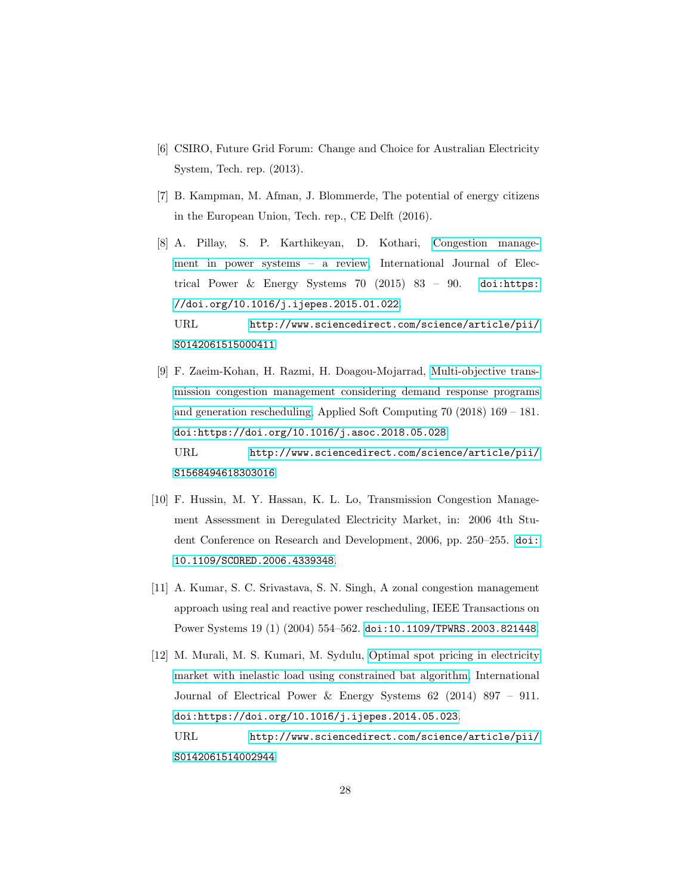[6] CSIRO, Future Grid Forum: Change and Choice for Australian Electricity System, Tech. rep. (2013).

[7] B. Kampman, M. Afman, J. Blommerde, The potential of energy citizens in the European Union, Tech. rep., CE Delft (2016).

[8] A. Pillay, S. P. Karthikeyan, D. Kothari, Congestion management in power systems – a review, International Journal of Electrical Power & Energy Systems 70 (2015) 83 – 90. doi:https://doi.org/10.1016/j.ijepes.2015.01.022.
URL http://www.sciencedirect.com/science/article/pii/S0142061515000411

[9] F. Zaeim-Kohan, H. Razmi, H. Doagou-Mojarrad, Multi-objective transmission congestion management considering demand response programs and generation rescheduling, Applied Soft Computing 70 (2018) 169 – 181. doi:https://doi.org/10.1016/j.asoc.2018.05.028.
URL http://www.sciencedirect.com/science/article/pii/S1568494618303016

[10] F. Hussin, M. Y. Hassan, K. L. Lo, Transmission Congestion Management Assessment in Deregulated Electricity Market, in: 2006 4th Student Conference on Research and Development, 2006, pp. 250–255. doi:10.1109/SCORED.2006.4339348.

[11] A. Kumar, S. C. Srivastava, S. N. Singh, A zonal congestion management approach using real and reactive power rescheduling, IEEE Transactions on Power Systems 19 (1) (2004) 554–562. doi:10.1109/TPWRS.2003.821448.

[12] M. Murali, M. S. Kumari, M. Sydulu, Optimal spot pricing in electricity market with inelastic load using constrained bat algorithm, International Journal of Electrical Power & Energy Systems 62 (2014) 897 – 911. doi:https://doi.org/10.1016/j.ijepes.2014.05.023.
URL http://www.sciencedirect.com/science/article/pii/S0142061514002944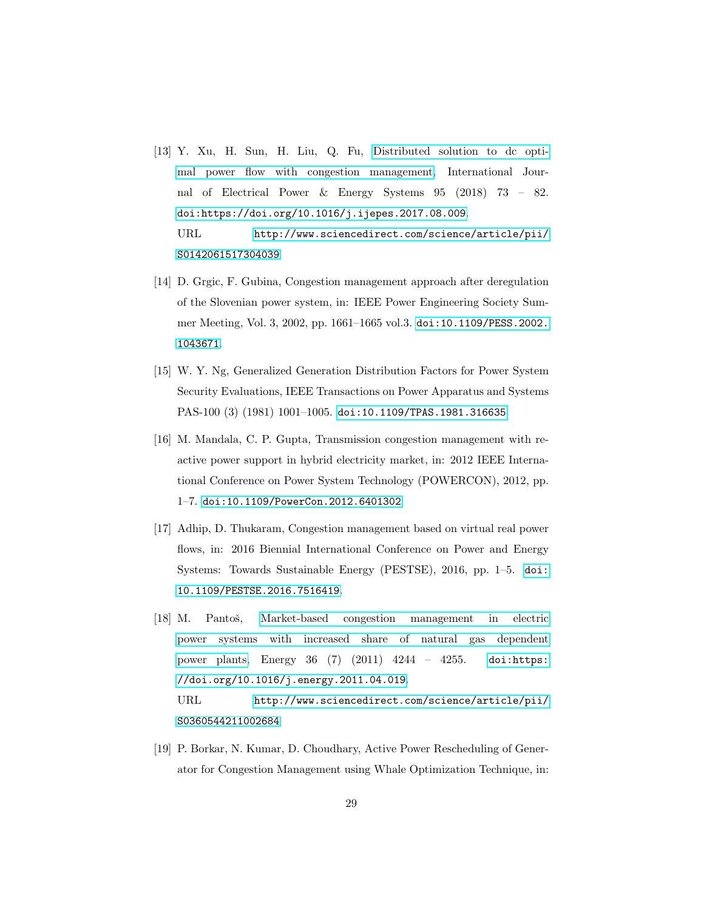[13] Y. Xu, H. Sun, H. Liu, Q. Fu, Distributed solution to dc optimal power flow with congestion management, International Journal of Electrical Power & Energy Systems 95 (2018) 73 – 82. doi:https://doi.org/10.1016/j.ijepes.2017.08.009.
URL http://www.sciencedirect.com/science/article/pii/S0142061517304039

[14] D. Grgic, F. Gubina, Congestion management approach after deregulation of the Slovenian power system, in: IEEE Power Engineering Society Summer Meeting, Vol. 3, 2002, pp. 1661–1665 vol.3. doi:10.1109/PESS.2002.1043671.

[15] W. Y. Ng, Generalized Generation Distribution Factors for Power System Security Evaluations, IEEE Transactions on Power Apparatus and Systems PAS-100 (3) (1981) 1001–1005. doi:10.1109/TPAS.1981.316635.

[16] M. Mandala, C. P. Gupta, Transmission congestion management with reactive power support in hybrid electricity market, in: 2012 IEEE International Conference on Power System Technology (POWERCON), 2012, pp. 1–7. doi:10.1109/PowerCon.2012.6401302.

[17] Adhip, D. Thukaram, Congestion management based on virtual real power flows, in: 2016 Biennial International Conference on Power and Energy Systems: Towards Sustainable Energy (PESTSE), 2016, pp. 1–5. doi:10.1109/PESTSE.2016.7516419.

[18] M. Pantoš, Market-based congestion management in electric power systems with increased share of natural gas dependent power plants, Energy 36 (7) (2011) 4244 – 4255. doi:https://doi.org/10.1016/j.energy.2011.04.019.
URL http://www.sciencedirect.com/science/article/pii/S0360544211002684

[19] P. Borkar, N. Kumar, D. Choudhary, Active Power Rescheduling of Generator for Congestion Management using Whale Optimization Technique, in: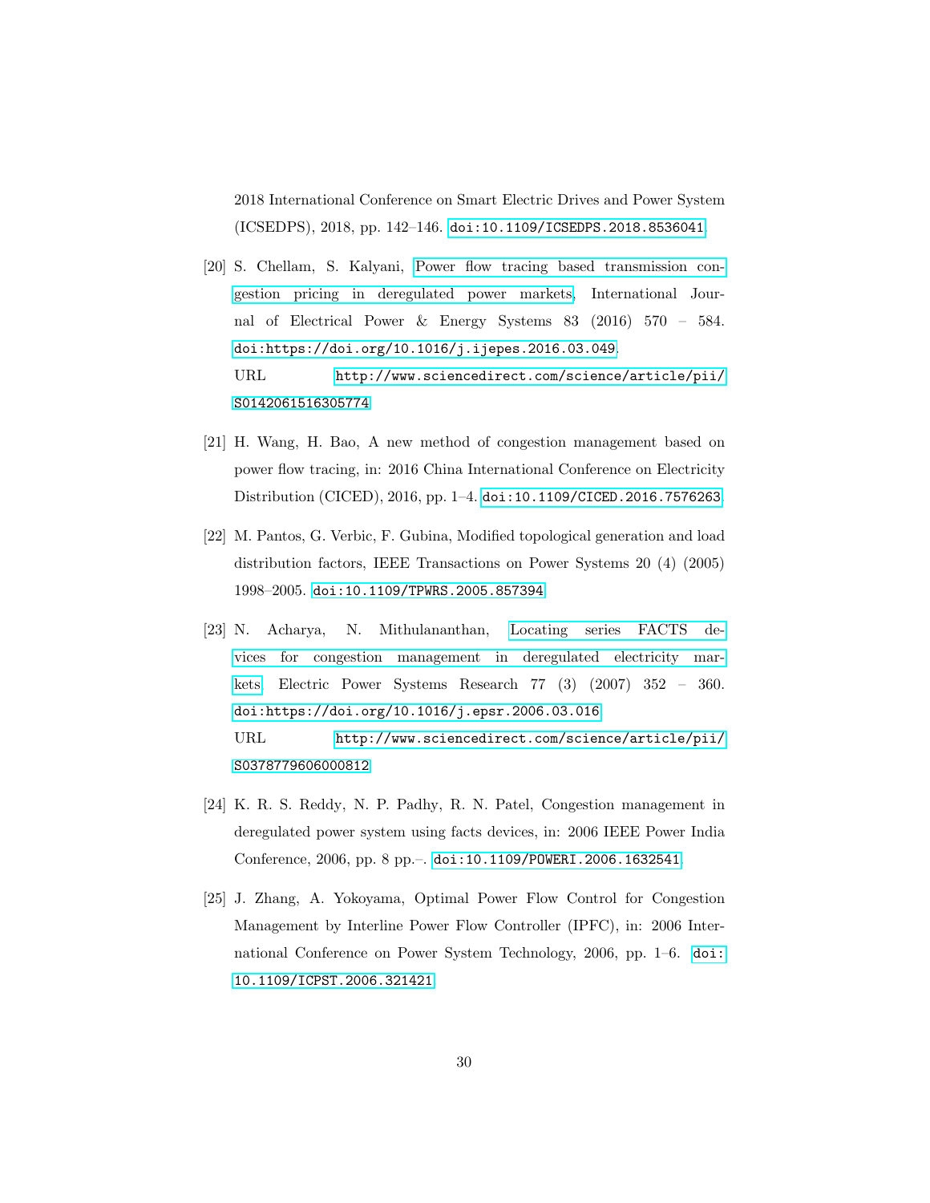2018 International Conference on Smart Electric Drives and Power System (ICSEDPS), 2018, pp. 142–146. doi:10.1109/ICSEDPS.2018.8536041.

[20] S. Chellam, S. Kalyani, Power flow tracing based transmission congestion pricing in deregulated power markets, International Journal of Electrical Power & Energy Systems 83 (2016) 570 – 584. doi:https://doi.org/10.1016/j.ijepes.2016.03.049. URL http://www.sciencedirect.com/science/article/pii/S0142061516305774

[21] H. Wang, H. Bao, A new method of congestion management based on power flow tracing, in: 2016 China International Conference on Electricity Distribution (CICED), 2016, pp. 1–4. doi:10.1109/CICED.2016.7576263.

[22] M. Pantos, G. Verbic, F. Gubina, Modified topological generation and load distribution factors, IEEE Transactions on Power Systems 20 (4) (2005) 1998–2005. doi:10.1109/TPWRS.2005.857394.

[23] N. Acharya, N. Mithulananthan, Locating series FACTS devices for congestion management in deregulated electricity markets, Electric Power Systems Research 77 (3) (2007) 352 – 360. doi:https://doi.org/10.1016/j.epsr.2006.03.016. URL http://www.sciencedirect.com/science/article/pii/S0378779606000812

[24] K. R. S. Reddy, N. P. Padhy, R. N. Patel, Congestion management in deregulated power system using facts devices, in: 2006 IEEE Power India Conference, 2006, pp. 8 pp.–. doi:10.1109/POWERI.2006.1632541.

[25] J. Zhang, A. Yokoyama, Optimal Power Flow Control for Congestion Management by Interline Power Flow Controller (IPFC), in: 2006 International Conference on Power System Technology, 2006, pp. 1–6. doi:10.1109/ICPST.2006.321421.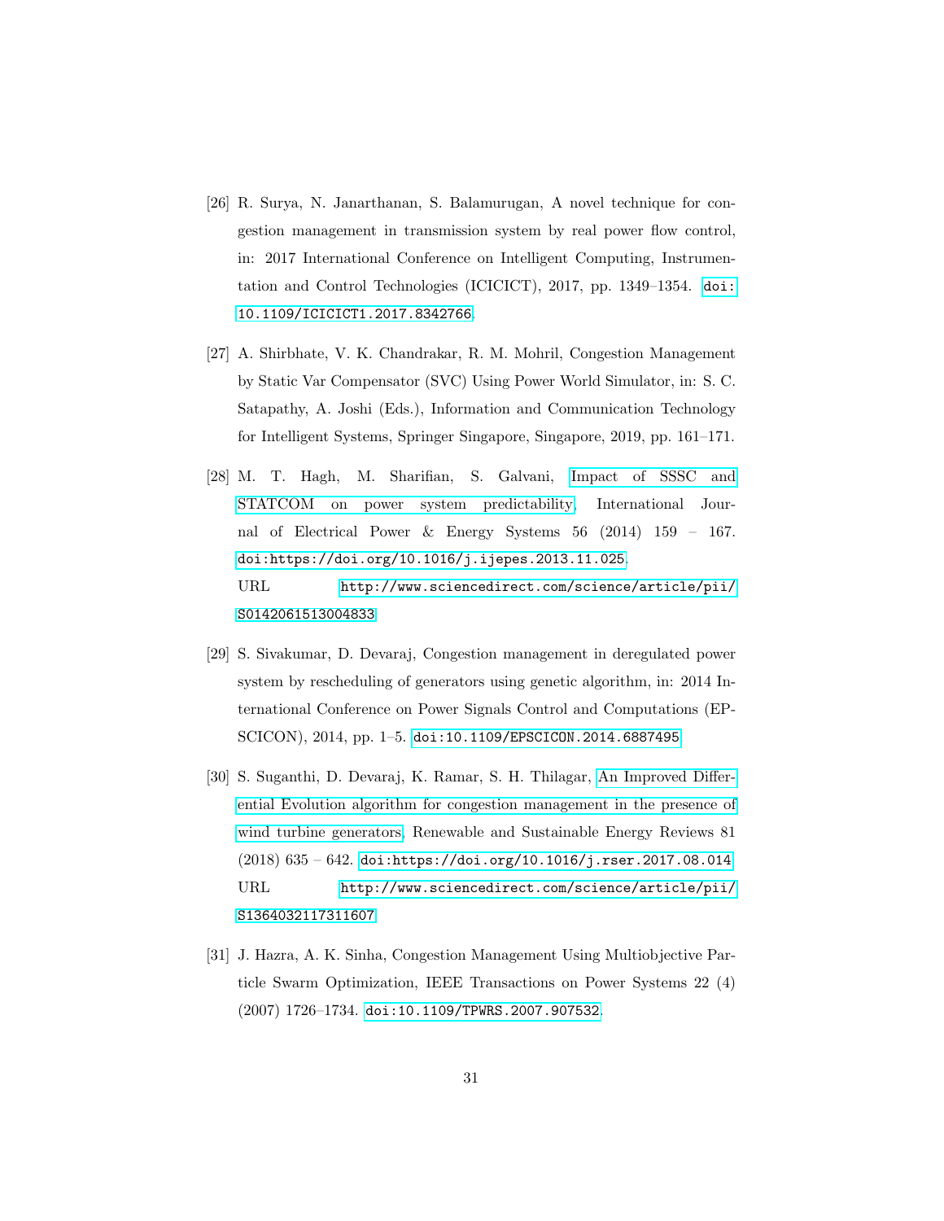[26] R. Surya, N. Janarthanan, S. Balamurugan, A novel technique for congestion management in transmission system by real power flow control, in: 2017 International Conference on Intelligent Computing, Instrumentation and Control Technologies (ICICICT), 2017, pp. 1349–1354. doi:10.1109/ICICICT1.2017.8342766.

[27] A. Shirbhate, V. K. Chandrakar, R. M. Mohril, Congestion Management by Static Var Compensator (SVC) Using Power World Simulator, in: S. C. Satapathy, A. Joshi (Eds.), Information and Communication Technology for Intelligent Systems, Springer Singapore, Singapore, 2019, pp. 161–171.

[28] M. T. Hagh, M. Sharifian, S. Galvani, Impact of SSSC and STATCOM on power system predictability, International Journal of Electrical Power & Energy Systems 56 (2014) 159 – 167. doi:https://doi.org/10.1016/j.ijepes.2013.11.025.
URL http://www.sciencedirect.com/science/article/pii/S0142061513004833

[29] S. Sivakumar, D. Devaraj, Congestion management in deregulated power system by rescheduling of generators using genetic algorithm, in: 2014 International Conference on Power Signals Control and Computations (EPSCICON), 2014, pp. 1–5. doi:10.1109/EPSCICON.2014.6887495.

[30] S. Suganthi, D. Devaraj, K. Ramar, S. H. Thilagar, An Improved Differential Evolution algorithm for congestion management in the presence of wind turbine generators, Renewable and Sustainable Energy Reviews 81 (2018) 635 – 642. doi:https://doi.org/10.1016/j.rser.2017.08.014.
URL http://www.sciencedirect.com/science/article/pii/S1364032117311607

[31] J. Hazra, A. K. Sinha, Congestion Management Using Multiobjective Particle Swarm Optimization, IEEE Transactions on Power Systems 22 (4) (2007) 1726–1734. doi:10.1109/TPWRS.2007.907532.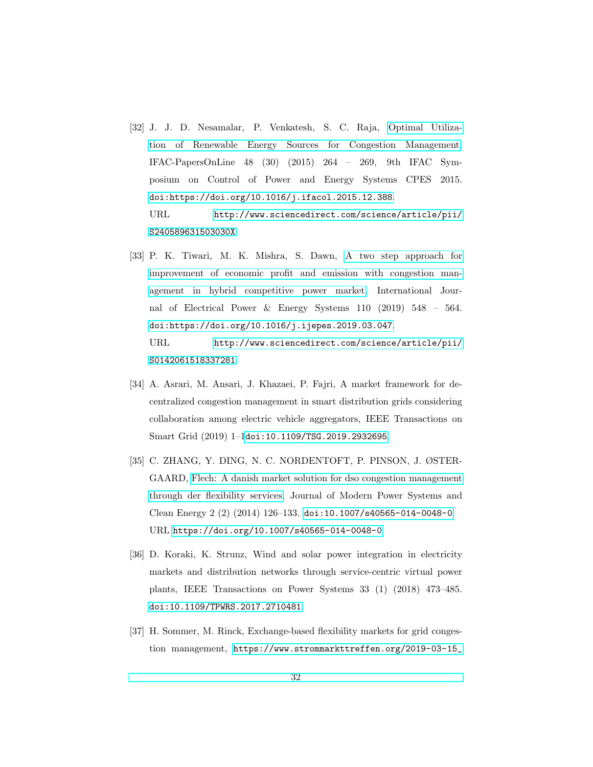[32] J. J. D. Nesamalar, P. Venkatesh, S. C. Raja, Optimal Utilization of Renewable Energy Sources for Congestion Management, IFAC-PapersOnLine 48 (30) (2015) 264 – 269, 9th IFAC Symposium on Control of Power and Energy Systems CPES 2015. doi:https://doi.org/10.1016/j.ifacol.2015.12.388. URL http://www.sciencedirect.com/science/article/pii/S240589631503030X

[33] P. K. Tiwari, M. K. Mishra, S. Dawn, A two step approach for improvement of economic profit and emission with congestion management in hybrid competitive power market, International Journal of Electrical Power & Energy Systems 110 (2019) 548 – 564. doi:https://doi.org/10.1016/j.ijepes.2019.03.047. URL http://www.sciencedirect.com/science/article/pii/S0142061518337281

[34] A. Asrari, M. Ansari, J. Khazaei, P. Fajri, A market framework for decentralized congestion management in smart distribution grids considering collaboration among electric vehicle aggregators, IEEE Transactions on Smart Grid (2019) 1–1doi:10.1109/TSG.2019.2932695.

[35] C. ZHANG, Y. DING, N. C. NORDENTOFT, P. PINSON, J. ØSTERGAARD, Flech: A danish market solution for dso congestion management through der flexibility services, Journal of Modern Power Systems and Clean Energy 2 (2) (2014) 126–133. doi:10.1007/s40565-014-0048-0. URL https://doi.org/10.1007/s40565-014-0048-0

[36] D. Koraki, K. Strunz, Wind and solar power integration in electricity markets and distribution networks through service-centric virtual power plants, IEEE Transactions on Power Systems 33 (1) (2018) 473–485. doi:10.1109/TPWRS.2017.2710481.

[37] H. Sommer, M. Rinck, Exchange-based flexibility markets for grid congestion management, https://www.strommarkttreffen.org/2019-03-15_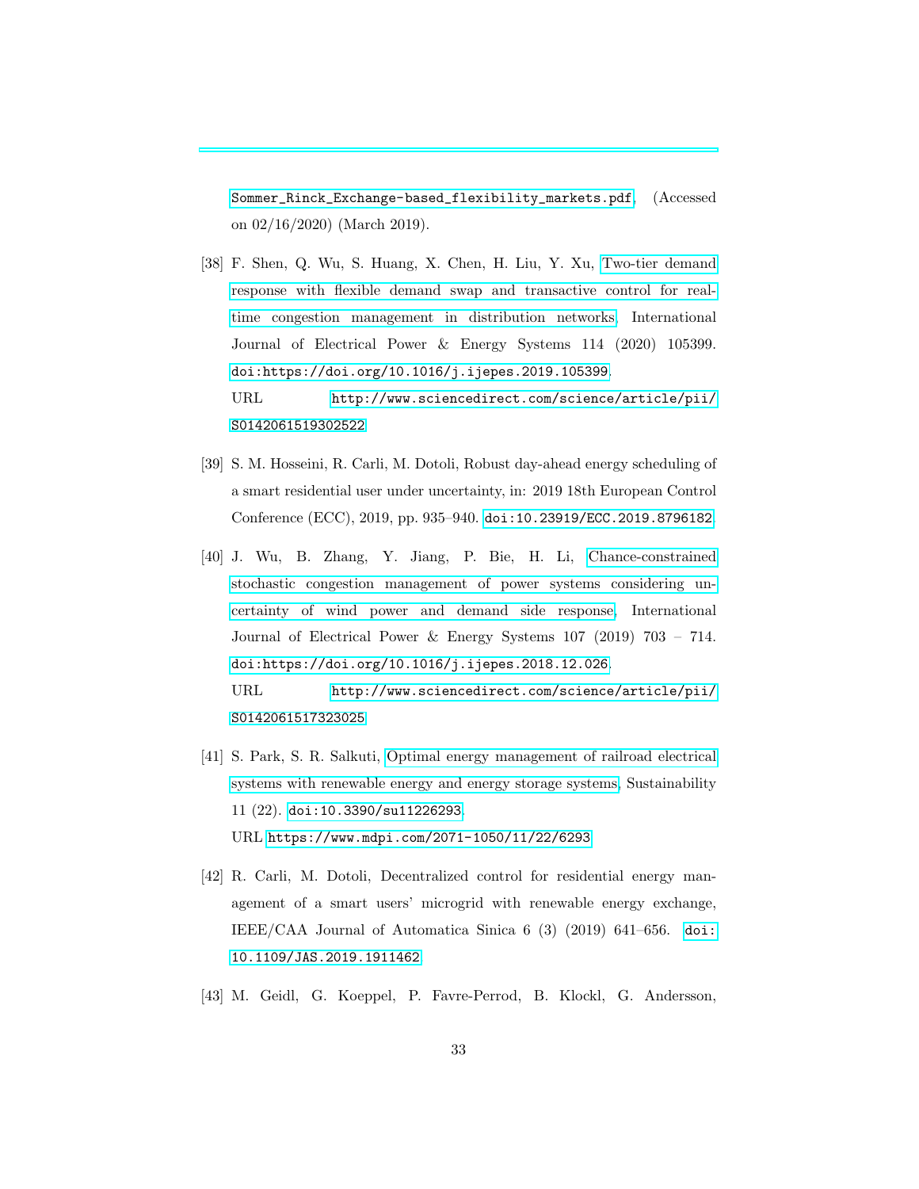Sommer_Rinck_Exchange-based_flexibility_markets.pdf, (Accessed on 02/16/2020) (March 2019).

[38] F. Shen, Q. Wu, S. Huang, X. Chen, H. Liu, Y. Xu, Two-tier demand response with flexible demand swap and transactive control for real-time congestion management in distribution networks, International Journal of Electrical Power & Energy Systems 114 (2020) 105399. doi:https://doi.org/10.1016/j.ijepes.2019.105399.
URL http://www.sciencedirect.com/science/article/pii/S0142061519302522

[39] S. M. Hosseini, R. Carli, M. Dotoli, Robust day-ahead energy scheduling of a smart residential user under uncertainty, in: 2019 18th European Control Conference (ECC), 2019, pp. 935–940. doi:10.23919/ECC.2019.8796182.

[40] J. Wu, B. Zhang, Y. Jiang, P. Bie, H. Li, Chance-constrained stochastic congestion management of power systems considering uncertainty of wind power and demand side response, International Journal of Electrical Power & Energy Systems 107 (2019) 703 – 714. doi:https://doi.org/10.1016/j.ijepes.2018.12.026.
URL http://www.sciencedirect.com/science/article/pii/S0142061517323025

[41] S. Park, S. R. Salkuti, Optimal energy management of railroad electrical systems with renewable energy and energy storage systems, Sustainability 11 (22). doi:10.3390/su11226293.
URL https://www.mdpi.com/2071-1050/11/22/6293

[42] R. Carli, M. Dotoli, Decentralized control for residential energy management of a smart users' microgrid with renewable energy exchange, IEEE/CAA Journal of Automatica Sinica 6 (3) (2019) 641–656. doi:10.1109/JAS.2019.1911462.

[43] M. Geidl, G. Koeppel, P. Favre-Perrod, B. Klockl, G. Andersson,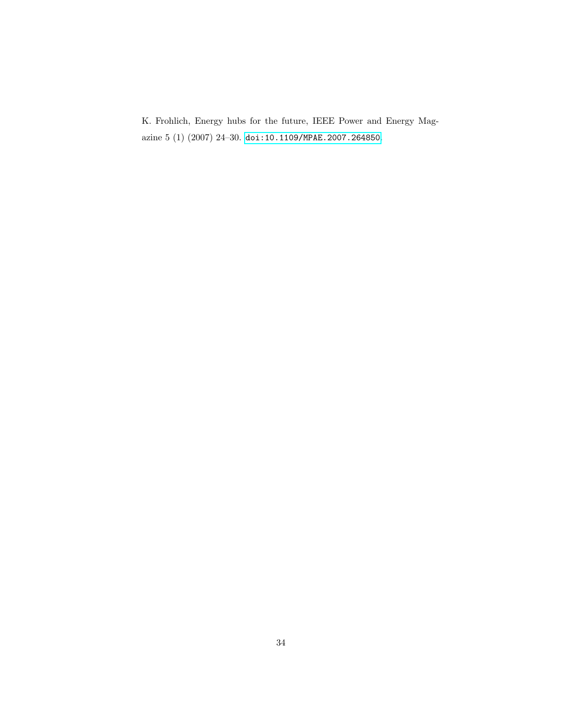K. Frohlich, Energy hubs for the future, IEEE Power and Energy Magazine 5 (1) (2007) 24–30. doi:10.1109/MPAE.2007.264850.